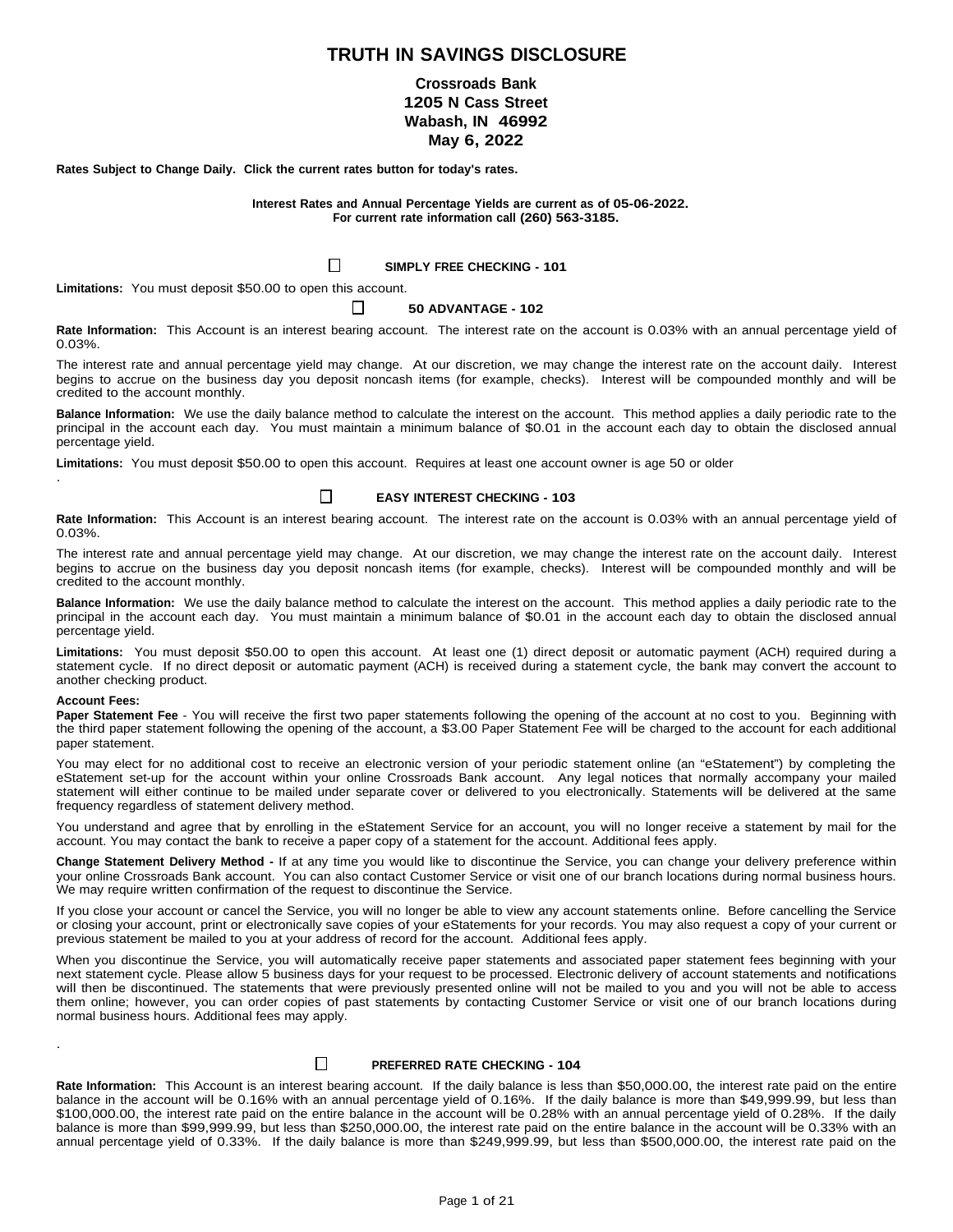# TRUTH IN SAVINGS DISCLOSURE

**Crossroads Bank**
**1205 N Cass Street**
**Wabash, IN 46992**
**May 6, 2022**

**Rates Subject to Change Daily. Click the current rates button for today's rates.**

**Interest Rates and Annual Percentage Yields are current as of 05-06-2022.**
**For current rate information call (260) 563-3185.**

## ☐ SIMPLY FREE CHECKING - 101

**Limitations:** You must deposit $50.00 to open this account.

## ☐ 50 ADVANTAGE - 102

**Rate Information:** This Account is an interest bearing account. The interest rate on the account is 0.03% with an annual percentage yield of 0.03%.

The interest rate and annual percentage yield may change. At our discretion, we may change the interest rate on the account daily. Interest begins to accrue on the business day you deposit noncash items (for example, checks). Interest will be compounded monthly and will be credited to the account monthly.

**Balance Information:** We use the daily balance method to calculate the interest on the account. This method applies a daily periodic rate to the principal in the account each day. You must maintain a minimum balance of $0.01 in the account each day to obtain the disclosed annual percentage yield.

**Limitations:** You must deposit $50.00 to open this account. Requires at least one account owner is age 50 or older
.

## ☐ EASY INTEREST CHECKING - 103

**Rate Information:** This Account is an interest bearing account. The interest rate on the account is 0.03% with an annual percentage yield of 0.03%.

The interest rate and annual percentage yield may change. At our discretion, we may change the interest rate on the account daily. Interest begins to accrue on the business day you deposit noncash items (for example, checks). Interest will be compounded monthly and will be credited to the account monthly.

**Balance Information:** We use the daily balance method to calculate the interest on the account. This method applies a daily periodic rate to the principal in the account each day. You must maintain a minimum balance of $0.01 in the account each day to obtain the disclosed annual percentage yield.

**Limitations:** You must deposit $50.00 to open this account. At least one (1) direct deposit or automatic payment (ACH) required during a statement cycle. If no direct deposit or automatic payment (ACH) is received during a statement cycle, the bank may convert the account to another checking product.

**Account Fees:**
**Paper Statement Fee** - You will receive the first two paper statements following the opening of the account at no cost to you. Beginning with the third paper statement following the opening of the account, a $3.00 Paper Statement Fee will be charged to the account for each additional paper statement.

You may elect for no additional cost to receive an electronic version of your periodic statement online (an "eStatement") by completing the eStatement set-up for the account within your online Crossroads Bank account. Any legal notices that normally accompany your mailed statement will either continue to be mailed under separate cover or delivered to you electronically. Statements will be delivered at the same frequency regardless of statement delivery method.

You understand and agree that by enrolling in the eStatement Service for an account, you will no longer receive a statement by mail for the account. You may contact the bank to receive a paper copy of a statement for the account. Additional fees apply.

**Change Statement Delivery Method -** If at any time you would like to discontinue the Service, you can change your delivery preference within your online Crossroads Bank account. You can also contact Customer Service or visit one of our branch locations during normal business hours. We may require written confirmation of the request to discontinue the Service.

If you close your account or cancel the Service, you will no longer be able to view any account statements online. Before cancelling the Service or closing your account, print or electronically save copies of your eStatements for your records. You may also request a copy of your current or previous statement be mailed to you at your address of record for the account. Additional fees apply.

When you discontinue the Service, you will automatically receive paper statements and associated paper statement fees beginning with your next statement cycle. Please allow 5 business days for your request to be processed. Electronic delivery of account statements and notifications will then be discontinued. The statements that were previously presented online will not be mailed to you and you will not be able to access them online; however, you can order copies of past statements by contacting Customer Service or visit one of our branch locations during normal business hours. Additional fees may apply.

.

## ☐ PREFERRED RATE CHECKING - 104

**Rate Information:** This Account is an interest bearing account. If the daily balance is less than $50,000.00, the interest rate paid on the entire balance in the account will be 0.16% with an annual percentage yield of 0.16%. If the daily balance is more than $49,999.99, but less than $100,000.00, the interest rate paid on the entire balance in the account will be 0.28% with an annual percentage yield of 0.28%. If the daily balance is more than $99,999.99, but less than $250,000.00, the interest rate paid on the entire balance in the account will be 0.33% with an annual percentage yield of 0.33%. If the daily balance is more than $249,999.99, but less than $500,000.00, the interest rate paid on the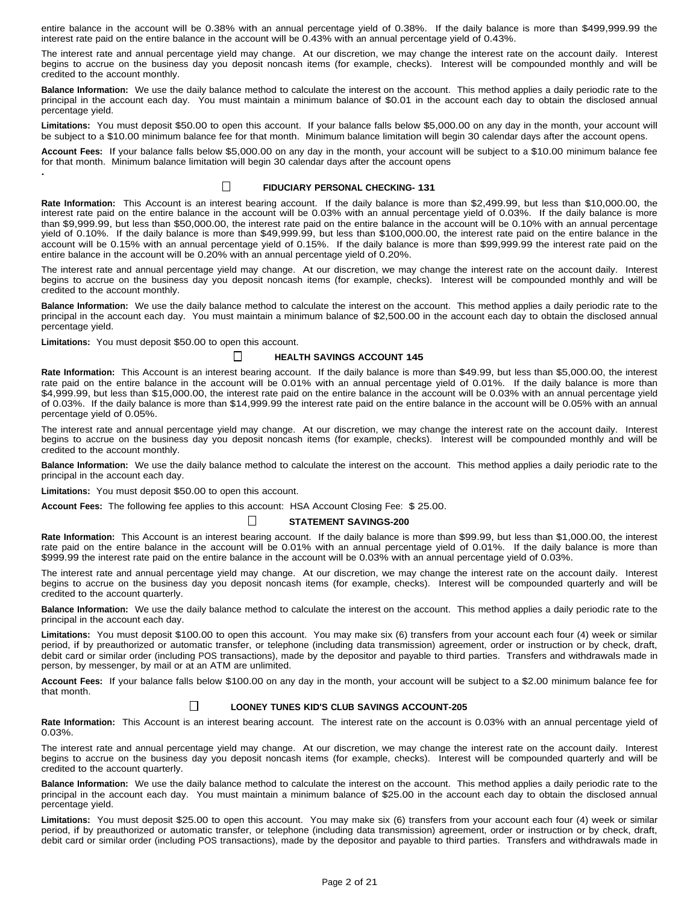entire balance in the account will be 0.38% with an annual percentage yield of 0.38%. If the daily balance is more than $499,999.99 the interest rate paid on the entire balance in the account will be 0.43% with an annual percentage yield of 0.43%.

The interest rate and annual percentage yield may change. At our discretion, we may change the interest rate on the account daily. Interest begins to accrue on the business day you deposit noncash items (for example, checks). Interest will be compounded monthly and will be credited to the account monthly.

**Balance Information:** We use the daily balance method to calculate the interest on the account. This method applies a daily periodic rate to the principal in the account each day. You must maintain a minimum balance of $0.01 in the account each day to obtain the disclosed annual percentage yield.

**Limitations:** You must deposit $50.00 to open this account. If your balance falls below $5,000.00 on any day in the month, your account will be subject to a $10.00 minimum balance fee for that month. Minimum balance limitation will begin 30 calendar days after the account opens.

**Account Fees:** If your balance falls below $5,000.00 on any day in the month, your account will be subject to a $10.00 minimum balance fee for that month. Minimum balance limitation will begin 30 calendar days after the account opens

.

### ☐ FIDUCIARY PERSONAL CHECKING- 131

**Rate Information:** This Account is an interest bearing account. If the daily balance is more than $2,499.99, but less than $10,000.00, the interest rate paid on the entire balance in the account will be 0.03% with an annual percentage yield of 0.03%. If the daily balance is more than $9,999.99, but less than $50,000.00, the interest rate paid on the entire balance in the account will be 0.10% with an annual percentage yield of 0.10%. If the daily balance is more than $49,999.99, but less than $100,000.00, the interest rate paid on the entire balance in the account will be 0.15% with an annual percentage yield of 0.15%. If the daily balance is more than $99,999.99 the interest rate paid on the entire balance in the account will be 0.20% with an annual percentage yield of 0.20%.

The interest rate and annual percentage yield may change. At our discretion, we may change the interest rate on the account daily. Interest begins to accrue on the business day you deposit noncash items (for example, checks). Interest will be compounded monthly and will be credited to the account monthly.

**Balance Information:** We use the daily balance method to calculate the interest on the account. This method applies a daily periodic rate to the principal in the account each day. You must maintain a minimum balance of $2,500.00 in the account each day to obtain the disclosed annual percentage yield.

**Limitations:** You must deposit $50.00 to open this account.

### ☐ HEALTH SAVINGS ACCOUNT 145

**Rate Information:** This Account is an interest bearing account. If the daily balance is more than $49.99, but less than $5,000.00, the interest rate paid on the entire balance in the account will be 0.01% with an annual percentage yield of 0.01%. If the daily balance is more than $4,999.99, but less than $15,000.00, the interest rate paid on the entire balance in the account will be 0.03% with an annual percentage yield of 0.03%. If the daily balance is more than $14,999.99 the interest rate paid on the entire balance in the account will be 0.05% with an annual percentage yield of 0.05%.

The interest rate and annual percentage yield may change. At our discretion, we may change the interest rate on the account daily. Interest begins to accrue on the business day you deposit noncash items (for example, checks). Interest will be compounded monthly and will be credited to the account monthly.

**Balance Information:** We use the daily balance method to calculate the interest on the account. This method applies a daily periodic rate to the principal in the account each day.

**Limitations:** You must deposit $50.00 to open this account.

**Account Fees:** The following fee applies to this account: HSA Account Closing Fee: $ 25.00.

### ☐ STATEMENT SAVINGS-200

**Rate Information:** This Account is an interest bearing account. If the daily balance is more than $99.99, but less than $1,000.00, the interest rate paid on the entire balance in the account will be 0.01% with an annual percentage yield of 0.01%. If the daily balance is more than $999.99 the interest rate paid on the entire balance in the account will be 0.03% with an annual percentage yield of 0.03%.

The interest rate and annual percentage yield may change. At our discretion, we may change the interest rate on the account daily. Interest begins to accrue on the business day you deposit noncash items (for example, checks). Interest will be compounded quarterly and will be credited to the account quarterly.

**Balance Information:** We use the daily balance method to calculate the interest on the account. This method applies a daily periodic rate to the principal in the account each day.

**Limitations:** You must deposit $100.00 to open this account. You may make six (6) transfers from your account each four (4) week or similar period, if by preauthorized or automatic transfer, or telephone (including data transmission) agreement, order or instruction or by check, draft, debit card or similar order (including POS transactions), made by the depositor and payable to third parties. Transfers and withdrawals made in person, by messenger, by mail or at an ATM are unlimited.

**Account Fees:** If your balance falls below $100.00 on any day in the month, your account will be subject to a $2.00 minimum balance fee for that month.

### ☐ LOONEY TUNES KID'S CLUB SAVINGS ACCOUNT-205

**Rate Information:** This Account is an interest bearing account. The interest rate on the account is 0.03% with an annual percentage yield of 0.03%.

The interest rate and annual percentage yield may change. At our discretion, we may change the interest rate on the account daily. Interest begins to accrue on the business day you deposit noncash items (for example, checks). Interest will be compounded quarterly and will be credited to the account quarterly.

**Balance Information:** We use the daily balance method to calculate the interest on the account. This method applies a daily periodic rate to the principal in the account each day. You must maintain a minimum balance of $25.00 in the account each day to obtain the disclosed annual percentage yield.

**Limitations:** You must deposit $25.00 to open this account. You may make six (6) transfers from your account each four (4) week or similar period, if by preauthorized or automatic transfer, or telephone (including data transmission) agreement, order or instruction or by check, draft, debit card or similar order (including POS transactions), made by the depositor and payable to third parties. Transfers and withdrawals made in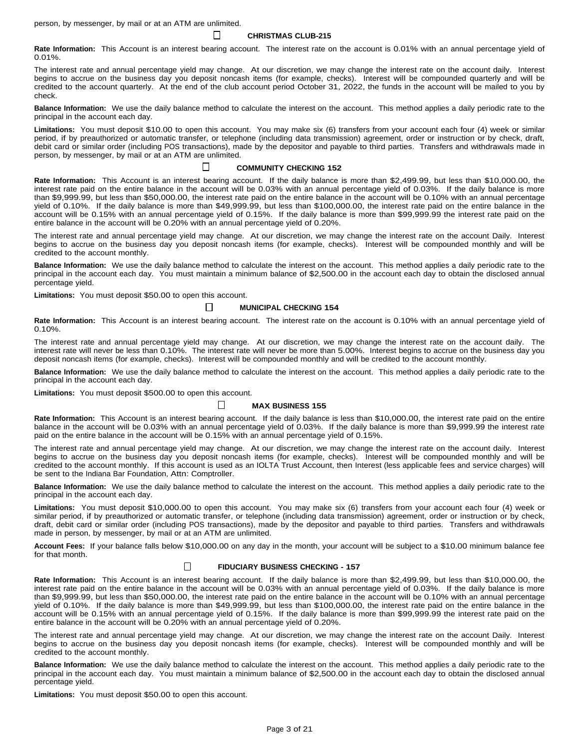person, by messenger, by mail or at an ATM are unlimited.

### ☐ CHRISTMAS CLUB-215

**Rate Information:** This Account is an interest bearing account. The interest rate on the account is 0.01% with an annual percentage yield of 0.01%.

The interest rate and annual percentage yield may change. At our discretion, we may change the interest rate on the account daily. Interest begins to accrue on the business day you deposit noncash items (for example, checks). Interest will be compounded quarterly and will be credited to the account quarterly. At the end of the club account period October 31, 2022, the funds in the account will be mailed to you by check.

**Balance Information:** We use the daily balance method to calculate the interest on the account. This method applies a daily periodic rate to the principal in the account each day.

**Limitations:** You must deposit $10.00 to open this account. You may make six (6) transfers from your account each four (4) week or similar period, if by preauthorized or automatic transfer, or telephone (including data transmission) agreement, order or instruction or by check, draft, debit card or similar order (including POS transactions), made by the depositor and payable to third parties. Transfers and withdrawals made in person, by messenger, by mail or at an ATM are unlimited.

### ☐ COMMUNITY CHECKING 152

**Rate Information:** This Account is an interest bearing account. If the daily balance is more than $2,499.99, but less than $10,000.00, the interest rate paid on the entire balance in the account will be 0.03% with an annual percentage yield of 0.03%. If the daily balance is more than $9,999.99, but less than $50,000.00, the interest rate paid on the entire balance in the account will be 0.10% with an annual percentage yield of 0.10%. If the daily balance is more than $49,999.99, but less than $100,000.00, the interest rate paid on the entire balance in the account will be 0.15% with an annual percentage yield of 0.15%. If the daily balance is more than $99,999.99 the interest rate paid on the entire balance in the account will be 0.20% with an annual percentage yield of 0.20%.

The interest rate and annual percentage yield may change. At our discretion, we may change the interest rate on the account Daily. Interest begins to accrue on the business day you deposit noncash items (for example, checks). Interest will be compounded monthly and will be credited to the account monthly.

**Balance Information:** We use the daily balance method to calculate the interest on the account. This method applies a daily periodic rate to the principal in the account each day. You must maintain a minimum balance of $2,500.00 in the account each day to obtain the disclosed annual percentage yield.

**Limitations:** You must deposit $50.00 to open this account.

### ☐ MUNICIPAL CHECKING 154

**Rate Information:** This Account is an interest bearing account. The interest rate on the account is 0.10% with an annual percentage yield of 0.10%.

The interest rate and annual percentage yield may change. At our discretion, we may change the interest rate on the account daily. The interest rate will never be less than 0.10%. The interest rate will never be more than 5.00%. Interest begins to accrue on the business day you deposit noncash items (for example, checks). Interest will be compounded monthly and will be credited to the account monthly.

**Balance Information:** We use the daily balance method to calculate the interest on the account. This method applies a daily periodic rate to the principal in the account each day.

**Limitations:** You must deposit $500.00 to open this account.

### ☐ MAX BUSINESS 155

**Rate Information:** This Account is an interest bearing account. If the daily balance is less than $10,000.00, the interest rate paid on the entire balance in the account will be 0.03% with an annual percentage yield of 0.03%. If the daily balance is more than $9,999.99 the interest rate paid on the entire balance in the account will be 0.15% with an annual percentage yield of 0.15%.

The interest rate and annual percentage yield may change. At our discretion, we may change the interest rate on the account daily. Interest begins to accrue on the business day you deposit noncash items (for example, checks). Interest will be compounded monthly and will be credited to the account monthly. If this account is used as an IOLTA Trust Account, then Interest (less applicable fees and service charges) will be sent to the Indiana Bar Foundation, Attn: Comptroller.

**Balance Information:** We use the daily balance method to calculate the interest on the account. This method applies a daily periodic rate to the principal in the account each day.

**Limitations:** You must deposit $10,000.00 to open this account. You may make six (6) transfers from your account each four (4) week or similar period, if by preauthorized or automatic transfer, or telephone (including data transmission) agreement, order or instruction or by check, draft, debit card or similar order (including POS transactions), made by the depositor and payable to third parties. Transfers and withdrawals made in person, by messenger, by mail or at an ATM are unlimited.

**Account Fees:** If your balance falls below $10,000.00 on any day in the month, your account will be subject to a $10.00 minimum balance fee for that month.

### ☐ FIDUCIARY BUSINESS CHECKING - 157

**Rate Information:** This Account is an interest bearing account. If the daily balance is more than $2,499.99, but less than $10,000.00, the interest rate paid on the entire balance in the account will be 0.03% with an annual percentage yield of 0.03%. If the daily balance is more than $9,999.99, but less than $50,000.00, the interest rate paid on the entire balance in the account will be 0.10% with an annual percentage yield of 0.10%. If the daily balance is more than $49,999.99, but less than $100,000.00, the interest rate paid on the entire balance in the account will be 0.15% with an annual percentage yield of 0.15%. If the daily balance is more than $99,999.99 the interest rate paid on the entire balance in the account will be 0.20% with an annual percentage yield of 0.20%.

The interest rate and annual percentage yield may change. At our discretion, we may change the interest rate on the account Daily. Interest begins to accrue on the business day you deposit noncash items (for example, checks). Interest will be compounded monthly and will be credited to the account monthly.

**Balance Information:** We use the daily balance method to calculate the interest on the account. This method applies a daily periodic rate to the principal in the account each day. You must maintain a minimum balance of $2,500.00 in the account each day to obtain the disclosed annual percentage yield.

**Limitations:** You must deposit $50.00 to open this account.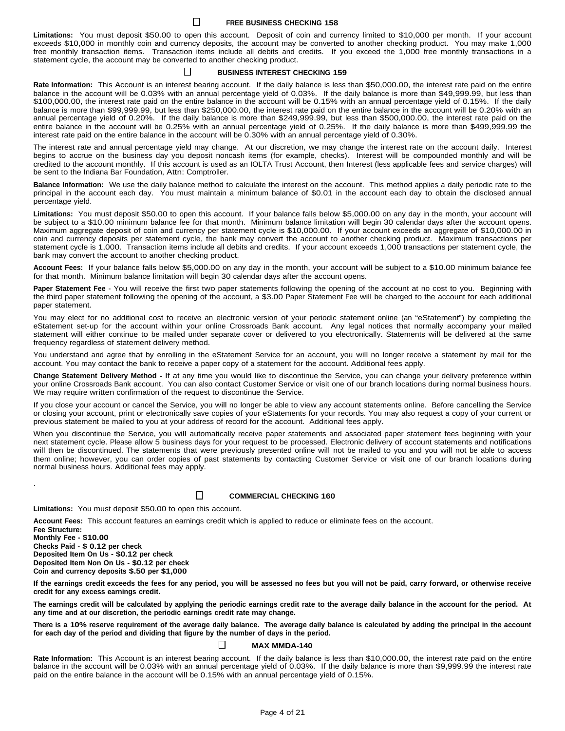## ☐ FREE BUSINESS CHECKING 158

**Limitations:** You must deposit $50.00 to open this account. Deposit of coin and currency limited to $10,000 per month. If your account exceeds $10,000 in monthly coin and currency deposits, the account may be converted to another checking product. You may make 1,000 free monthly transaction items. Transaction items include all debits and credits. If you exceed the 1,000 free monthly transactions in a statement cycle, the account may be converted to another checking product.

## ☐ BUSINESS INTEREST CHECKING 159

**Rate Information:** This Account is an interest bearing account. If the daily balance is less than $50,000.00, the interest rate paid on the entire balance in the account will be 0.03% with an annual percentage yield of 0.03%. If the daily balance is more than $49,999.99, but less than $100,000.00, the interest rate paid on the entire balance in the account will be 0.15% with an annual percentage yield of 0.15%. If the daily balance is more than $99,999.99, but less than $250,000.00, the interest rate paid on the entire balance in the account will be 0.20% with an annual percentage yield of 0.20%. If the daily balance is more than $249,999.99, but less than $500,000.00, the interest rate paid on the entire balance in the account will be 0.25% with an annual percentage yield of 0.25%. If the daily balance is more than $499,999.99 the interest rate paid on the entire balance in the account will be 0.30% with an annual percentage yield of 0.30%.

The interest rate and annual percentage yield may change. At our discretion, we may change the interest rate on the account daily. Interest begins to accrue on the business day you deposit noncash items (for example, checks). Interest will be compounded monthly and will be credited to the account monthly. If this account is used as an IOLTA Trust Account, then Interest (less applicable fees and service charges) will be sent to the Indiana Bar Foundation, Attn: Comptroller.

**Balance Information:** We use the daily balance method to calculate the interest on the account. This method applies a daily periodic rate to the principal in the account each day. You must maintain a minimum balance of $0.01 in the account each day to obtain the disclosed annual percentage yield.

**Limitations:** You must deposit $50.00 to open this account. If your balance falls below $5,000.00 on any day in the month, your account will be subject to a $10.00 minimum balance fee for that month. Minimum balance limitation will begin 30 calendar days after the account opens. Maximum aggregate deposit of coin and currency per statement cycle is $10,000.00. If your account exceeds an aggregate of $10,000.00 in coin and currency deposits per statement cycle, the bank may convert the account to another checking product. Maximum transactions per statement cycle is 1,000. Transaction items include all debits and credits. If your account exceeds 1,000 transactions per statement cycle, the bank may convert the account to another checking product.

**Account Fees:** If your balance falls below $5,000.00 on any day in the month, your account will be subject to a $10.00 minimum balance fee for that month. Minimum balance limitation will begin 30 calendar days after the account opens.

**Paper Statement Fee** - You will receive the first two paper statements following the opening of the account at no cost to you. Beginning with the third paper statement following the opening of the account, a $3.00 Paper Statement Fee will be charged to the account for each additional paper statement.

You may elect for no additional cost to receive an electronic version of your periodic statement online (an "eStatement") by completing the eStatement set-up for the account within your online Crossroads Bank account. Any legal notices that normally accompany your mailed statement will either continue to be mailed under separate cover or delivered to you electronically. Statements will be delivered at the same frequency regardless of statement delivery method.

You understand and agree that by enrolling in the eStatement Service for an account, you will no longer receive a statement by mail for the account. You may contact the bank to receive a paper copy of a statement for the account. Additional fees apply.

**Change Statement Delivery Method -** If at any time you would like to discontinue the Service, you can change your delivery preference within your online Crossroads Bank account. You can also contact Customer Service or visit one of our branch locations during normal business hours. We may require written confirmation of the request to discontinue the Service.

If you close your account or cancel the Service, you will no longer be able to view any account statements online. Before cancelling the Service or closing your account, print or electronically save copies of your eStatements for your records. You may also request a copy of your current or previous statement be mailed to you at your address of record for the account. Additional fees apply.

When you discontinue the Service, you will automatically receive paper statements and associated paper statement fees beginning with your next statement cycle. Please allow 5 business days for your request to be processed. Electronic delivery of account statements and notifications will then be discontinued. The statements that were previously presented online will not be mailed to you and you will not be able to access them online; however, you can order copies of past statements by contacting Customer Service or visit one of our branch locations during normal business hours. Additional fees may apply.

.

## ☐ COMMERCIAL CHECKING 160

**Limitations:** You must deposit $50.00 to open this account.

**Account Fees:** This account features an earnings credit which is applied to reduce or eliminate fees on the account.

**Fee Structure:**
**Monthly Fee - $10.00**
**Checks Paid - $ 0.12 per check**
**Deposited Item On Us - $0.12 per check**
**Deposited Item Non On Us - $0.12 per check**
**Coin and currency deposits $.50 per $1,000**

**If the earnings credit exceeds the fees for any period, you will be assessed no fees but you will not be paid, carry forward, or otherwise receive credit for any excess earnings credit.**

**The earnings credit will be calculated by applying the periodic earnings credit rate to the average daily balance in the account for the period. At any time and at our discretion, the periodic earnings credit rate may change.**

**There is a 10% reserve requirement of the average daily balance. The average daily balance is calculated by adding the principal in the account for each day of the period and dividing that figure by the number of days in the period.**

## ☐ MAX MMDA-140

**Rate Information:** This Account is an interest bearing account. If the daily balance is less than $10,000.00, the interest rate paid on the entire balance in the account will be 0.03% with an annual percentage yield of 0.03%. If the daily balance is more than $9,999.99 the interest rate paid on the entire balance in the account will be 0.15% with an annual percentage yield of 0.15%.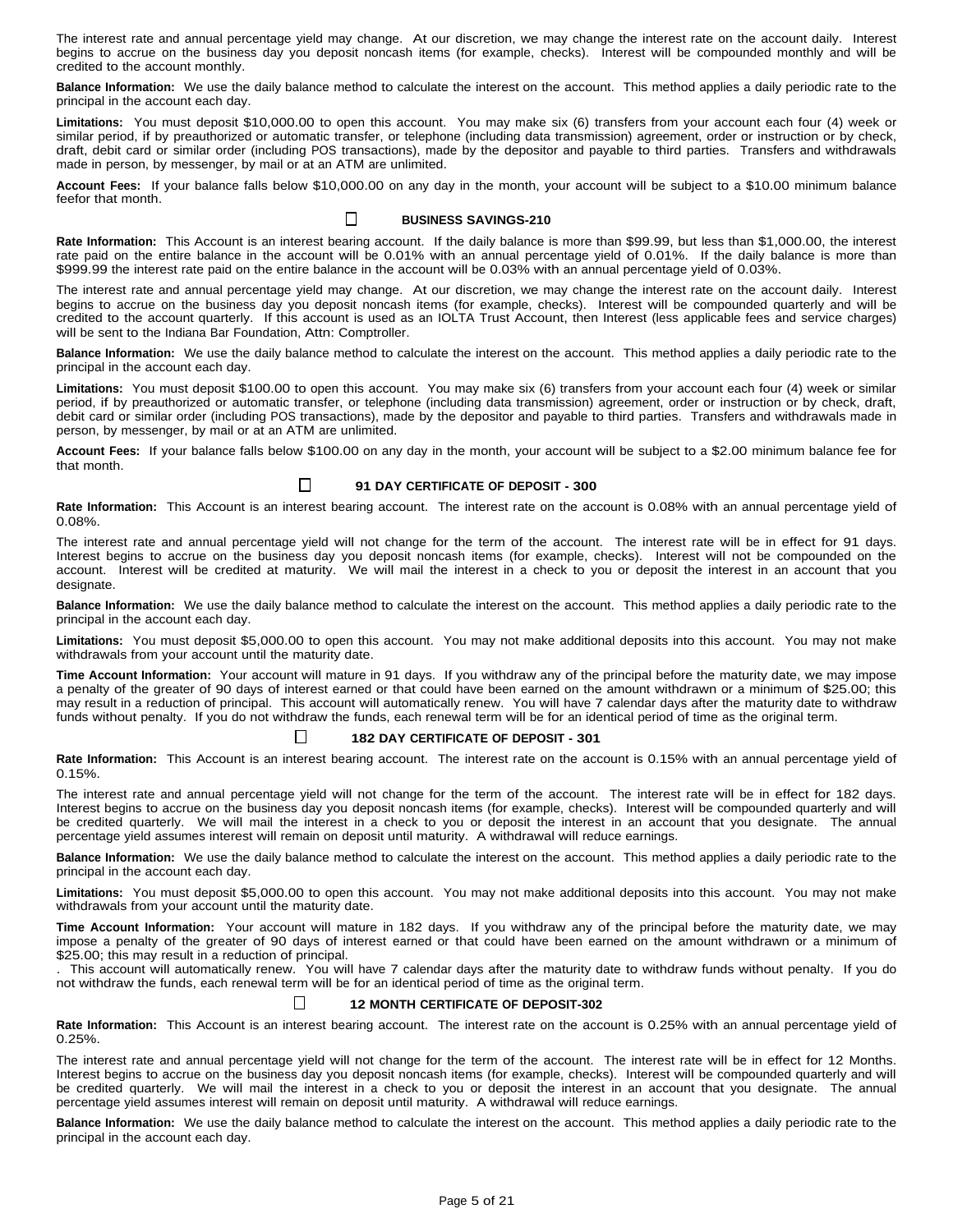The interest rate and annual percentage yield may change. At our discretion, we may change the interest rate on the account daily. Interest begins to accrue on the business day you deposit noncash items (for example, checks). Interest will be compounded monthly and will be credited to the account monthly.

**Balance Information:** We use the daily balance method to calculate the interest on the account. This method applies a daily periodic rate to the principal in the account each day.

**Limitations:** You must deposit $10,000.00 to open this account. You may make six (6) transfers from your account each four (4) week or similar period, if by preauthorized or automatic transfer, or telephone (including data transmission) agreement, order or instruction or by check, draft, debit card or similar order (including POS transactions), made by the depositor and payable to third parties. Transfers and withdrawals made in person, by messenger, by mail or at an ATM are unlimited.

**Account Fees:** If your balance falls below $10,000.00 on any day in the month, your account will be subject to a $10.00 minimum balance feefor that month.

### ☐ BUSINESS SAVINGS-210

**Rate Information:** This Account is an interest bearing account. If the daily balance is more than $99.99, but less than $1,000.00, the interest rate paid on the entire balance in the account will be 0.01% with an annual percentage yield of 0.01%. If the daily balance is more than $999.99 the interest rate paid on the entire balance in the account will be 0.03% with an annual percentage yield of 0.03%.

The interest rate and annual percentage yield may change. At our discretion, we may change the interest rate on the account daily. Interest begins to accrue on the business day you deposit noncash items (for example, checks). Interest will be compounded quarterly and will be credited to the account quarterly. If this account is used as an IOLTA Trust Account, then Interest (less applicable fees and service charges) will be sent to the Indiana Bar Foundation, Attn: Comptroller.

**Balance Information:** We use the daily balance method to calculate the interest on the account. This method applies a daily periodic rate to the principal in the account each day.

**Limitations:** You must deposit $100.00 to open this account. You may make six (6) transfers from your account each four (4) week or similar period, if by preauthorized or automatic transfer, or telephone (including data transmission) agreement, order or instruction or by check, draft, debit card or similar order (including POS transactions), made by the depositor and payable to third parties. Transfers and withdrawals made in person, by messenger, by mail or at an ATM are unlimited.

**Account Fees:** If your balance falls below $100.00 on any day in the month, your account will be subject to a $2.00 minimum balance fee for that month.

### ☐ 91 DAY CERTIFICATE OF DEPOSIT - 300

**Rate Information:** This Account is an interest bearing account. The interest rate on the account is 0.08% with an annual percentage yield of 0.08%.

The interest rate and annual percentage yield will not change for the term of the account. The interest rate will be in effect for 91 days. Interest begins to accrue on the business day you deposit noncash items (for example, checks). Interest will not be compounded on the account. Interest will be credited at maturity. We will mail the interest in a check to you or deposit the interest in an account that you designate.

**Balance Information:** We use the daily balance method to calculate the interest on the account. This method applies a daily periodic rate to the principal in the account each day.

**Limitations:** You must deposit $5,000.00 to open this account. You may not make additional deposits into this account. You may not make withdrawals from your account until the maturity date.

**Time Account Information:** Your account will mature in 91 days. If you withdraw any of the principal before the maturity date, we may impose a penalty of the greater of 90 days of interest earned or that could have been earned on the amount withdrawn or a minimum of $25.00; this may result in a reduction of principal. This account will automatically renew. You will have 7 calendar days after the maturity date to withdraw funds without penalty. If you do not withdraw the funds, each renewal term will be for an identical period of time as the original term.

### ☐ 182 DAY CERTIFICATE OF DEPOSIT - 301

**Rate Information:** This Account is an interest bearing account. The interest rate on the account is 0.15% with an annual percentage yield of 0.15%.

The interest rate and annual percentage yield will not change for the term of the account. The interest rate will be in effect for 182 days. Interest begins to accrue on the business day you deposit noncash items (for example, checks). Interest will be compounded quarterly and will be credited quarterly. We will mail the interest in a check to you or deposit the interest in an account that you designate. The annual percentage yield assumes interest will remain on deposit until maturity. A withdrawal will reduce earnings.

**Balance Information:** We use the daily balance method to calculate the interest on the account. This method applies a daily periodic rate to the principal in the account each day.

**Limitations:** You must deposit $5,000.00 to open this account. You may not make additional deposits into this account. You may not make withdrawals from your account until the maturity date.

**Time Account Information:** Your account will mature in 182 days. If you withdraw any of the principal before the maturity date, we may impose a penalty of the greater of 90 days of interest earned or that could have been earned on the amount withdrawn or a minimum of $25.00; this may result in a reduction of principal.
. This account will automatically renew. You will have 7 calendar days after the maturity date to withdraw funds without penalty. If you do not withdraw the funds, each renewal term will be for an identical period of time as the original term.

### ☐ 12 MONTH CERTIFICATE OF DEPOSIT-302

**Rate Information:** This Account is an interest bearing account. The interest rate on the account is 0.25% with an annual percentage yield of 0.25%.

The interest rate and annual percentage yield will not change for the term of the account. The interest rate will be in effect for 12 Months. Interest begins to accrue on the business day you deposit noncash items (for example, checks). Interest will be compounded quarterly and will be credited quarterly. We will mail the interest in a check to you or deposit the interest in an account that you designate. The annual percentage yield assumes interest will remain on deposit until maturity. A withdrawal will reduce earnings.

**Balance Information:** We use the daily balance method to calculate the interest on the account. This method applies a daily periodic rate to the principal in the account each day.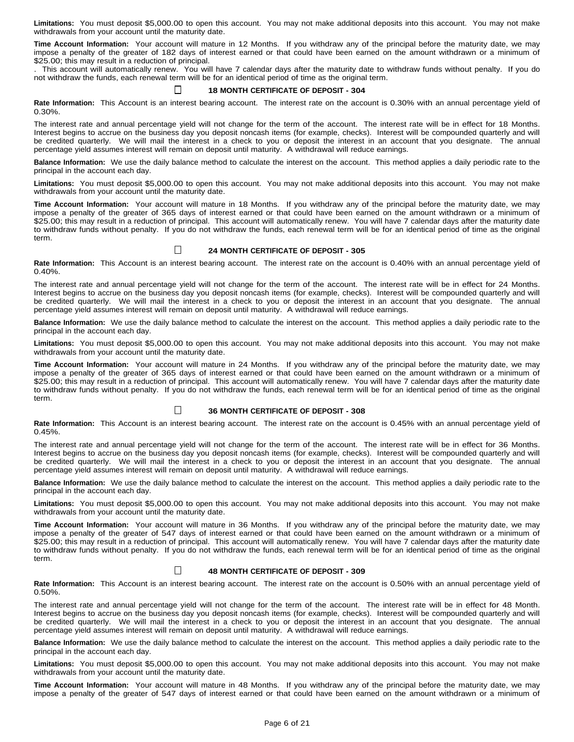**Limitations:** You must deposit $5,000.00 to open this account. You may not make additional deposits into this account. You may not make withdrawals from your account until the maturity date.

**Time Account Information:** Your account will mature in 12 Months. If you withdraw any of the principal before the maturity date, we may impose a penalty of the greater of 182 days of interest earned or that could have been earned on the amount withdrawn or a minimum of $25.00; this may result in a reduction of principal.

. This account will automatically renew. You will have 7 calendar days after the maturity date to withdraw funds without penalty. If you do not withdraw the funds, each renewal term will be for an identical period of time as the original term.

### ☐ 18 MONTH CERTIFICATE OF DEPOSIT - 304

**Rate Information:** This Account is an interest bearing account. The interest rate on the account is 0.30% with an annual percentage yield of 0.30%.

The interest rate and annual percentage yield will not change for the term of the account. The interest rate will be in effect for 18 Months. Interest begins to accrue on the business day you deposit noncash items (for example, checks). Interest will be compounded quarterly and will be credited quarterly. We will mail the interest in a check to you or deposit the interest in an account that you designate. The annual percentage yield assumes interest will remain on deposit until maturity. A withdrawal will reduce earnings.

**Balance Information:** We use the daily balance method to calculate the interest on the account. This method applies a daily periodic rate to the principal in the account each day.

**Limitations:** You must deposit $5,000.00 to open this account. You may not make additional deposits into this account. You may not make withdrawals from your account until the maturity date.

**Time Account Information:** Your account will mature in 18 Months. If you withdraw any of the principal before the maturity date, we may impose a penalty of the greater of 365 days of interest earned or that could have been earned on the amount withdrawn or a minimum of $25.00; this may result in a reduction of principal. This account will automatically renew. You will have 7 calendar days after the maturity date to withdraw funds without penalty. If you do not withdraw the funds, each renewal term will be for an identical period of time as the original term.

### ☐ 24 MONTH CERTIFICATE OF DEPOSIT - 305

**Rate Information:** This Account is an interest bearing account. The interest rate on the account is 0.40% with an annual percentage yield of 0.40%.

The interest rate and annual percentage yield will not change for the term of the account. The interest rate will be in effect for 24 Months. Interest begins to accrue on the business day you deposit noncash items (for example, checks). Interest will be compounded quarterly and will be credited quarterly. We will mail the interest in a check to you or deposit the interest in an account that you designate. The annual percentage yield assumes interest will remain on deposit until maturity. A withdrawal will reduce earnings.

**Balance Information:** We use the daily balance method to calculate the interest on the account. This method applies a daily periodic rate to the principal in the account each day.

**Limitations:** You must deposit $5,000.00 to open this account. You may not make additional deposits into this account. You may not make withdrawals from your account until the maturity date.

**Time Account Information:** Your account will mature in 24 Months. If you withdraw any of the principal before the maturity date, we may impose a penalty of the greater of 365 days of interest earned or that could have been earned on the amount withdrawn or a minimum of $25.00; this may result in a reduction of principal. This account will automatically renew. You will have 7 calendar days after the maturity date to withdraw funds without penalty. If you do not withdraw the funds, each renewal term will be for an identical period of time as the original term.

### ☐ 36 MONTH CERTIFICATE OF DEPOSIT - 308

**Rate Information:** This Account is an interest bearing account. The interest rate on the account is 0.45% with an annual percentage yield of 0.45%.

The interest rate and annual percentage yield will not change for the term of the account. The interest rate will be in effect for 36 Months. Interest begins to accrue on the business day you deposit noncash items (for example, checks). Interest will be compounded quarterly and will be credited quarterly. We will mail the interest in a check to you or deposit the interest in an account that you designate. The annual percentage yield assumes interest will remain on deposit until maturity. A withdrawal will reduce earnings.

**Balance Information:** We use the daily balance method to calculate the interest on the account. This method applies a daily periodic rate to the principal in the account each day.

**Limitations:** You must deposit $5,000.00 to open this account. You may not make additional deposits into this account. You may not make withdrawals from your account until the maturity date.

**Time Account Information:** Your account will mature in 36 Months. If you withdraw any of the principal before the maturity date, we may impose a penalty of the greater of 547 days of interest earned or that could have been earned on the amount withdrawn or a minimum of $25.00; this may result in a reduction of principal. This account will automatically renew. You will have 7 calendar days after the maturity date to withdraw funds without penalty. If you do not withdraw the funds, each renewal term will be for an identical period of time as the original term.

### ☐ 48 MONTH CERTIFICATE OF DEPOSIT - 309

**Rate Information:** This Account is an interest bearing account. The interest rate on the account is 0.50% with an annual percentage yield of 0.50%.

The interest rate and annual percentage yield will not change for the term of the account. The interest rate will be in effect for 48 Month. Interest begins to accrue on the business day you deposit noncash items (for example, checks). Interest will be compounded quarterly and will be credited quarterly. We will mail the interest in a check to you or deposit the interest in an account that you designate. The annual percentage yield assumes interest will remain on deposit until maturity. A withdrawal will reduce earnings.

**Balance Information:** We use the daily balance method to calculate the interest on the account. This method applies a daily periodic rate to the principal in the account each day.

**Limitations:** You must deposit $5,000.00 to open this account. You may not make additional deposits into this account. You may not make withdrawals from your account until the maturity date.

**Time Account Information:** Your account will mature in 48 Months. If you withdraw any of the principal before the maturity date, we may impose a penalty of the greater of 547 days of interest earned or that could have been earned on the amount withdrawn or a minimum of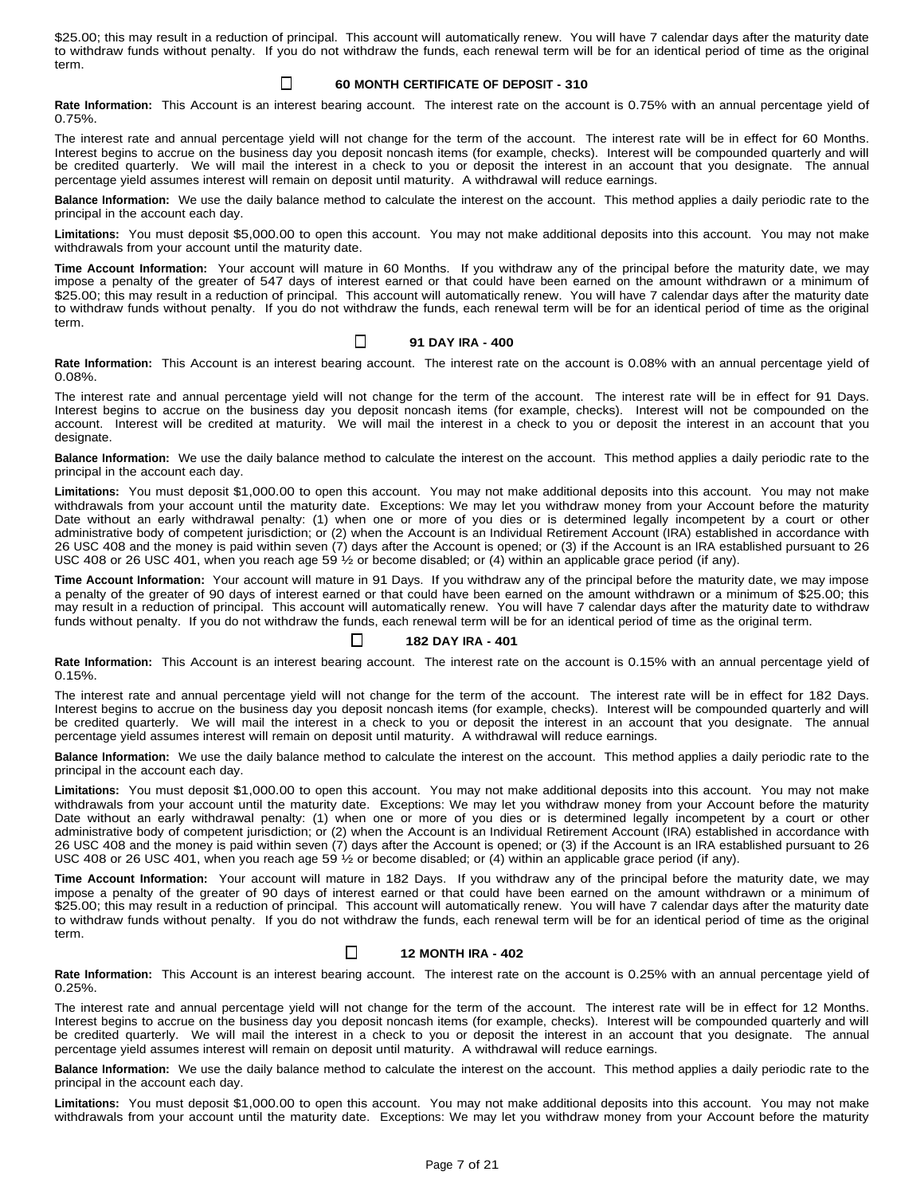$25.00; this may result in a reduction of principal. This account will automatically renew. You will have 7 calendar days after the maturity date to withdraw funds without penalty. If you do not withdraw the funds, each renewal term will be for an identical period of time as the original term.

### ☐ 60 MONTH CERTIFICATE OF DEPOSIT - 310

**Rate Information:** This Account is an interest bearing account. The interest rate on the account is 0.75% with an annual percentage yield of 0.75%.

The interest rate and annual percentage yield will not change for the term of the account. The interest rate will be in effect for 60 Months. Interest begins to accrue on the business day you deposit noncash items (for example, checks). Interest will be compounded quarterly and will be credited quarterly. We will mail the interest in a check to you or deposit the interest in an account that you designate. The annual percentage yield assumes interest will remain on deposit until maturity. A withdrawal will reduce earnings.

**Balance Information:** We use the daily balance method to calculate the interest on the account. This method applies a daily periodic rate to the principal in the account each day.

**Limitations:** You must deposit $5,000.00 to open this account. You may not make additional deposits into this account. You may not make withdrawals from your account until the maturity date.

**Time Account Information:** Your account will mature in 60 Months. If you withdraw any of the principal before the maturity date, we may impose a penalty of the greater of 547 days of interest earned or that could have been earned on the amount withdrawn or a minimum of $25.00; this may result in a reduction of principal. This account will automatically renew. You will have 7 calendar days after the maturity date to withdraw funds without penalty. If you do not withdraw the funds, each renewal term will be for an identical period of time as the original term.

### ☐ 91 DAY IRA - 400

**Rate Information:** This Account is an interest bearing account. The interest rate on the account is 0.08% with an annual percentage yield of 0.08%.

The interest rate and annual percentage yield will not change for the term of the account. The interest rate will be in effect for 91 Days. Interest begins to accrue on the business day you deposit noncash items (for example, checks). Interest will not be compounded on the account. Interest will be credited at maturity. We will mail the interest in a check to you or deposit the interest in an account that you designate.

**Balance Information:** We use the daily balance method to calculate the interest on the account. This method applies a daily periodic rate to the principal in the account each day.

**Limitations:** You must deposit $1,000.00 to open this account. You may not make additional deposits into this account. You may not make withdrawals from your account until the maturity date. Exceptions: We may let you withdraw money from your Account before the maturity Date without an early withdrawal penalty: (1) when one or more of you dies or is determined legally incompetent by a court or other administrative body of competent jurisdiction; or (2) when the Account is an Individual Retirement Account (IRA) established in accordance with 26 USC 408 and the money is paid within seven (7) days after the Account is opened; or (3) if the Account is an IRA established pursuant to 26 USC 408 or 26 USC 401, when you reach age 59 ½ or become disabled; or (4) within an applicable grace period (if any).

**Time Account Information:** Your account will mature in 91 Days. If you withdraw any of the principal before the maturity date, we may impose a penalty of the greater of 90 days of interest earned or that could have been earned on the amount withdrawn or a minimum of $25.00; this may result in a reduction of principal. This account will automatically renew. You will have 7 calendar days after the maturity date to withdraw funds without penalty. If you do not withdraw the funds, each renewal term will be for an identical period of time as the original term.

### ☐ 182 DAY IRA - 401

**Rate Information:** This Account is an interest bearing account. The interest rate on the account is 0.15% with an annual percentage yield of 0.15%.

The interest rate and annual percentage yield will not change for the term of the account. The interest rate will be in effect for 182 Days. Interest begins to accrue on the business day you deposit noncash items (for example, checks). Interest will be compounded quarterly and will be credited quarterly. We will mail the interest in a check to you or deposit the interest in an account that you designate. The annual percentage yield assumes interest will remain on deposit until maturity. A withdrawal will reduce earnings.

**Balance Information:** We use the daily balance method to calculate the interest on the account. This method applies a daily periodic rate to the principal in the account each day.

**Limitations:** You must deposit $1,000.00 to open this account. You may not make additional deposits into this account. You may not make withdrawals from your account until the maturity date. Exceptions: We may let you withdraw money from your Account before the maturity Date without an early withdrawal penalty: (1) when one or more of you dies or is determined legally incompetent by a court or other administrative body of competent jurisdiction; or (2) when the Account is an Individual Retirement Account (IRA) established in accordance with 26 USC 408 and the money is paid within seven (7) days after the Account is opened; or (3) if the Account is an IRA established pursuant to 26 USC 408 or 26 USC 401, when you reach age 59 ½ or become disabled; or (4) within an applicable grace period (if any).

**Time Account Information:** Your account will mature in 182 Days. If you withdraw any of the principal before the maturity date, we may impose a penalty of the greater of 90 days of interest earned or that could have been earned on the amount withdrawn or a minimum of $25.00; this may result in a reduction of principal. This account will automatically renew. You will have 7 calendar days after the maturity date to withdraw funds without penalty. If you do not withdraw the funds, each renewal term will be for an identical period of time as the original term.

### ☐ 12 MONTH IRA - 402

**Rate Information:** This Account is an interest bearing account. The interest rate on the account is 0.25% with an annual percentage yield of 0.25%.

The interest rate and annual percentage yield will not change for the term of the account. The interest rate will be in effect for 12 Months. Interest begins to accrue on the business day you deposit noncash items (for example, checks). Interest will be compounded quarterly and will be credited quarterly. We will mail the interest in a check to you or deposit the interest in an account that you designate. The annual percentage yield assumes interest will remain on deposit until maturity. A withdrawal will reduce earnings.

**Balance Information:** We use the daily balance method to calculate the interest on the account. This method applies a daily periodic rate to the principal in the account each day.

**Limitations:** You must deposit $1,000.00 to open this account. You may not make additional deposits into this account. You may not make withdrawals from your account until the maturity date. Exceptions: We may let you withdraw money from your Account before the maturity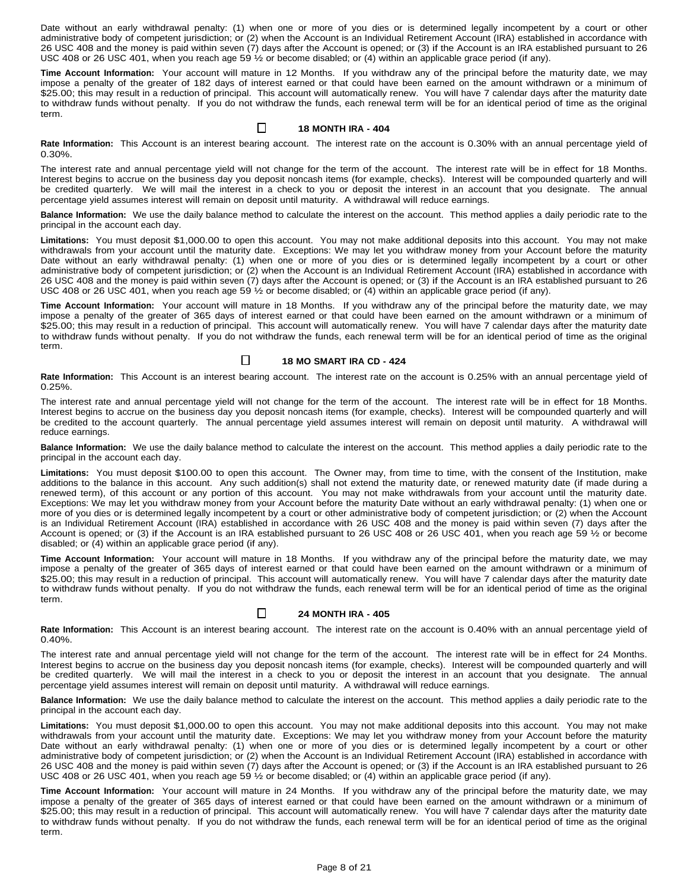Date without an early withdrawal penalty: (1) when one or more of you dies or is determined legally incompetent by a court or other administrative body of competent jurisdiction; or (2) when the Account is an Individual Retirement Account (IRA) established in accordance with 26 USC 408 and the money is paid within seven (7) days after the Account is opened; or (3) if the Account is an IRA established pursuant to 26 USC 408 or 26 USC 401, when you reach age 59 ½ or become disabled; or (4) within an applicable grace period (if any).

**Time Account Information:** Your account will mature in 12 Months. If you withdraw any of the principal before the maturity date, we may impose a penalty of the greater of 182 days of interest earned or that could have been earned on the amount withdrawn or a minimum of $25.00; this may result in a reduction of principal. This account will automatically renew. You will have 7 calendar days after the maturity date to withdraw funds without penalty. If you do not withdraw the funds, each renewal term will be for an identical period of time as the original term.

### ☐ 18 MONTH IRA - 404

**Rate Information:** This Account is an interest bearing account. The interest rate on the account is 0.30% with an annual percentage yield of 0.30%.

The interest rate and annual percentage yield will not change for the term of the account. The interest rate will be in effect for 18 Months. Interest begins to accrue on the business day you deposit noncash items (for example, checks). Interest will be compounded quarterly and will be credited quarterly. We will mail the interest in a check to you or deposit the interest in an account that you designate. The annual percentage yield assumes interest will remain on deposit until maturity. A withdrawal will reduce earnings.

**Balance Information:** We use the daily balance method to calculate the interest on the account. This method applies a daily periodic rate to the principal in the account each day.

**Limitations:** You must deposit $1,000.00 to open this account. You may not make additional deposits into this account. You may not make withdrawals from your account until the maturity date. Exceptions: We may let you withdraw money from your Account before the maturity Date without an early withdrawal penalty: (1) when one or more of you dies or is determined legally incompetent by a court or other administrative body of competent jurisdiction; or (2) when the Account is an Individual Retirement Account (IRA) established in accordance with 26 USC 408 and the money is paid within seven (7) days after the Account is opened; or (3) if the Account is an IRA established pursuant to 26 USC 408 or 26 USC 401, when you reach age 59 ½ or become disabled; or (4) within an applicable grace period (if any).

**Time Account Information:** Your account will mature in 18 Months. If you withdraw any of the principal before the maturity date, we may impose a penalty of the greater of 365 days of interest earned or that could have been earned on the amount withdrawn or a minimum of $25.00; this may result in a reduction of principal. This account will automatically renew. You will have 7 calendar days after the maturity date to withdraw funds without penalty. If you do not withdraw the funds, each renewal term will be for an identical period of time as the original term.

### ☐ 18 MO SMART IRA CD - 424

**Rate Information:** This Account is an interest bearing account. The interest rate on the account is 0.25% with an annual percentage yield of 0.25%.

The interest rate and annual percentage yield will not change for the term of the account. The interest rate will be in effect for 18 Months. Interest begins to accrue on the business day you deposit noncash items (for example, checks). Interest will be compounded quarterly and will be credited to the account quarterly. The annual percentage yield assumes interest will remain on deposit until maturity. A withdrawal will reduce earnings.

**Balance Information:** We use the daily balance method to calculate the interest on the account. This method applies a daily periodic rate to the principal in the account each day.

**Limitations:** You must deposit $100.00 to open this account. The Owner may, from time to time, with the consent of the Institution, make additions to the balance in this account. Any such addition(s) shall not extend the maturity date, or renewed maturity date (if made during a renewed term), of this account or any portion of this account. You may not make withdrawals from your account until the maturity date. Exceptions: We may let you withdraw money from your Account before the maturity Date without an early withdrawal penalty: (1) when one or more of you dies or is determined legally incompetent by a court or other administrative body of competent jurisdiction; or (2) when the Account is an Individual Retirement Account (IRA) established in accordance with 26 USC 408 and the money is paid within seven (7) days after the Account is opened; or (3) if the Account is an IRA established pursuant to 26 USC 408 or 26 USC 401, when you reach age 59 ½ or become disabled; or (4) within an applicable grace period (if any).

**Time Account Information:** Your account will mature in 18 Months. If you withdraw any of the principal before the maturity date, we may impose a penalty of the greater of 365 days of interest earned or that could have been earned on the amount withdrawn or a minimum of $25.00; this may result in a reduction of principal. This account will automatically renew. You will have 7 calendar days after the maturity date to withdraw funds without penalty. If you do not withdraw the funds, each renewal term will be for an identical period of time as the original term.

### ☐ 24 MONTH IRA - 405

**Rate Information:** This Account is an interest bearing account. The interest rate on the account is 0.40% with an annual percentage yield of 0.40%.

The interest rate and annual percentage yield will not change for the term of the account. The interest rate will be in effect for 24 Months. Interest begins to accrue on the business day you deposit noncash items (for example, checks). Interest will be compounded quarterly and will be credited quarterly. We will mail the interest in a check to you or deposit the interest in an account that you designate. The annual percentage yield assumes interest will remain on deposit until maturity. A withdrawal will reduce earnings.

**Balance Information:** We use the daily balance method to calculate the interest on the account. This method applies a daily periodic rate to the principal in the account each day.

**Limitations:** You must deposit $1,000.00 to open this account. You may not make additional deposits into this account. You may not make withdrawals from your account until the maturity date. Exceptions: We may let you withdraw money from your Account before the maturity Date without an early withdrawal penalty: (1) when one or more of you dies or is determined legally incompetent by a court or other administrative body of competent jurisdiction; or (2) when the Account is an Individual Retirement Account (IRA) established in accordance with 26 USC 408 and the money is paid within seven (7) days after the Account is opened; or (3) if the Account is an IRA established pursuant to 26 USC 408 or 26 USC 401, when you reach age 59 ½ or become disabled; or (4) within an applicable grace period (if any).

**Time Account Information:** Your account will mature in 24 Months. If you withdraw any of the principal before the maturity date, we may impose a penalty of the greater of 365 days of interest earned or that could have been earned on the amount withdrawn or a minimum of $25.00; this may result in a reduction of principal. This account will automatically renew. You will have 7 calendar days after the maturity date to withdraw funds without penalty. If you do not withdraw the funds, each renewal term will be for an identical period of time as the original term.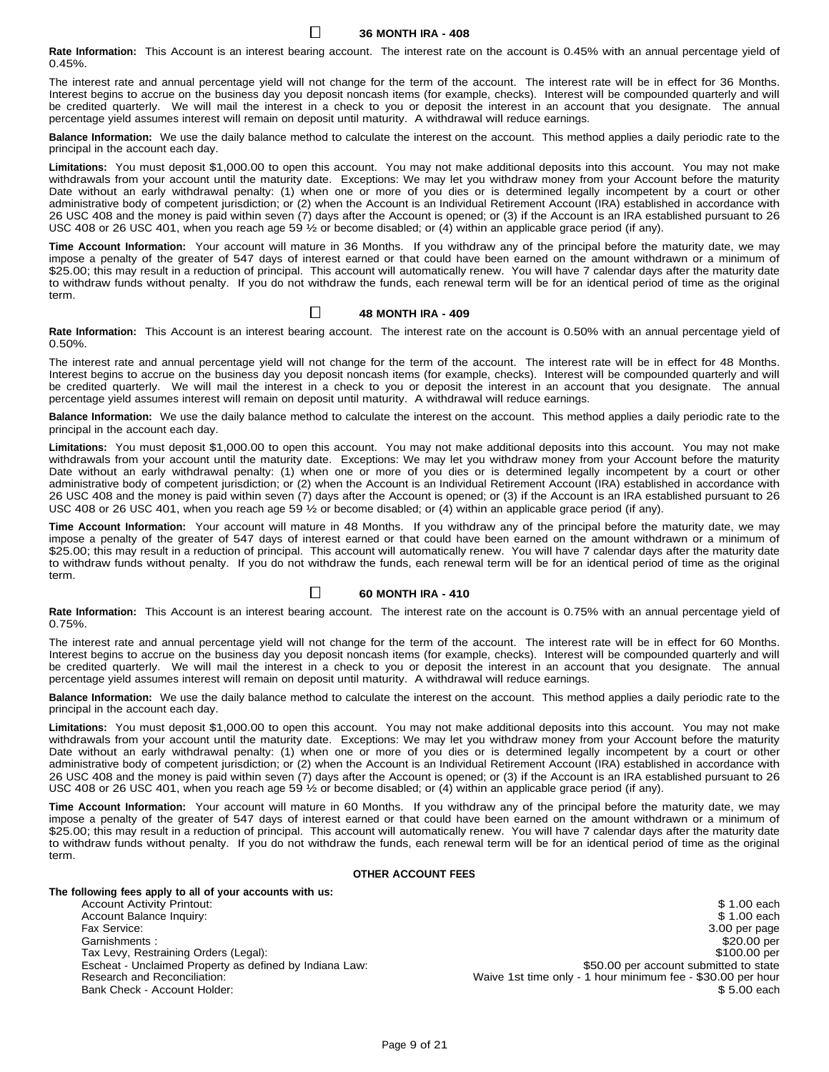### ☐ 36 MONTH IRA - 408

**Rate Information:** This Account is an interest bearing account. The interest rate on the account is 0.45% with an annual percentage yield of 0.45%.

The interest rate and annual percentage yield will not change for the term of the account. The interest rate will be in effect for 36 Months. Interest begins to accrue on the business day you deposit noncash items (for example, checks). Interest will be compounded quarterly and will be credited quarterly. We will mail the interest in a check to you or deposit the interest in an account that you designate. The annual percentage yield assumes interest will remain on deposit until maturity. A withdrawal will reduce earnings.

**Balance Information:** We use the daily balance method to calculate the interest on the account. This method applies a daily periodic rate to the principal in the account each day.

**Limitations:** You must deposit $1,000.00 to open this account. You may not make additional deposits into this account. You may not make withdrawals from your account until the maturity date. Exceptions: We may let you withdraw money from your Account before the maturity Date without an early withdrawal penalty: (1) when one or more of you dies or is determined legally incompetent by a court or other administrative body of competent jurisdiction; or (2) when the Account is an Individual Retirement Account (IRA) established in accordance with 26 USC 408 and the money is paid within seven (7) days after the Account is opened; or (3) if the Account is an IRA established pursuant to 26 USC 408 or 26 USC 401, when you reach age 59 ½ or become disabled; or (4) within an applicable grace period (if any).

**Time Account Information:** Your account will mature in 36 Months. If you withdraw any of the principal before the maturity date, we may impose a penalty of the greater of 547 days of interest earned or that could have been earned on the amount withdrawn or a minimum of $25.00; this may result in a reduction of principal. This account will automatically renew. You will have 7 calendar days after the maturity date to withdraw funds without penalty. If you do not withdraw the funds, each renewal term will be for an identical period of time as the original term.

### ☐ 48 MONTH IRA - 409

**Rate Information:** This Account is an interest bearing account. The interest rate on the account is 0.50% with an annual percentage yield of 0.50%.

The interest rate and annual percentage yield will not change for the term of the account. The interest rate will be in effect for 48 Months. Interest begins to accrue on the business day you deposit noncash items (for example, checks). Interest will be compounded quarterly and will be credited quarterly. We will mail the interest in a check to you or deposit the interest in an account that you designate. The annual percentage yield assumes interest will remain on deposit until maturity. A withdrawal will reduce earnings.

**Balance Information:** We use the daily balance method to calculate the interest on the account. This method applies a daily periodic rate to the principal in the account each day.

**Limitations:** You must deposit $1,000.00 to open this account. You may not make additional deposits into this account. You may not make withdrawals from your account until the maturity date. Exceptions: We may let you withdraw money from your Account before the maturity Date without an early withdrawal penalty: (1) when one or more of you dies or is determined legally incompetent by a court or other administrative body of competent jurisdiction; or (2) when the Account is an Individual Retirement Account (IRA) established in accordance with 26 USC 408 and the money is paid within seven (7) days after the Account is opened; or (3) if the Account is an IRA established pursuant to 26 USC 408 or 26 USC 401, when you reach age 59 ½ or become disabled; or (4) within an applicable grace period (if any).

**Time Account Information:** Your account will mature in 48 Months. If you withdraw any of the principal before the maturity date, we may impose a penalty of the greater of 547 days of interest earned or that could have been earned on the amount withdrawn or a minimum of $25.00; this may result in a reduction of principal. This account will automatically renew. You will have 7 calendar days after the maturity date to withdraw funds without penalty. If you do not withdraw the funds, each renewal term will be for an identical period of time as the original term.

### ☐ 60 MONTH IRA - 410

**Rate Information:** This Account is an interest bearing account. The interest rate on the account is 0.75% with an annual percentage yield of 0.75%.

The interest rate and annual percentage yield will not change for the term of the account. The interest rate will be in effect for 60 Months. Interest begins to accrue on the business day you deposit noncash items (for example, checks). Interest will be compounded quarterly and will be credited quarterly. We will mail the interest in a check to you or deposit the interest in an account that you designate. The annual percentage yield assumes interest will remain on deposit until maturity. A withdrawal will reduce earnings.

**Balance Information:** We use the daily balance method to calculate the interest on the account. This method applies a daily periodic rate to the principal in the account each day.

**Limitations:** You must deposit $1,000.00 to open this account. You may not make additional deposits into this account. You may not make withdrawals from your account until the maturity date. Exceptions: We may let you withdraw money from your Account before the maturity Date without an early withdrawal penalty: (1) when one or more of you dies or is determined legally incompetent by a court or other administrative body of competent jurisdiction; or (2) when the Account is an Individual Retirement Account (IRA) established in accordance with 26 USC 408 and the money is paid within seven (7) days after the Account is opened; or (3) if the Account is an IRA established pursuant to 26 USC 408 or 26 USC 401, when you reach age 59 ½ or become disabled; or (4) within an applicable grace period (if any).

**Time Account Information:** Your account will mature in 60 Months. If you withdraw any of the principal before the maturity date, we may impose a penalty of the greater of 547 days of interest earned or that could have been earned on the amount withdrawn or a minimum of $25.00; this may result in a reduction of principal. This account will automatically renew. You will have 7 calendar days after the maturity date to withdraw funds without penalty. If you do not withdraw the funds, each renewal term will be for an identical period of time as the original term.

### OTHER ACCOUNT FEES

**The following fees apply to all of your accounts with us:**

| Fee | Amount |
|---|---|
| Account Activity Printout: | $ 1.00 each |
| Account Balance Inquiry: | $ 1.00 each |
| Fax Service: | 3.00 per page |
| Garnishments : | $20.00 per |
| Tax Levy, Restraining Orders (Legal): | $100.00 per |
| Escheat - Unclaimed Property as defined by Indiana Law: | $50.00 per account submitted to state |
| Research and Reconciliation: | Waive 1st time only - 1 hour minimum fee - $30.00 per hour |
| Bank Check - Account Holder: | $ 5.00 each |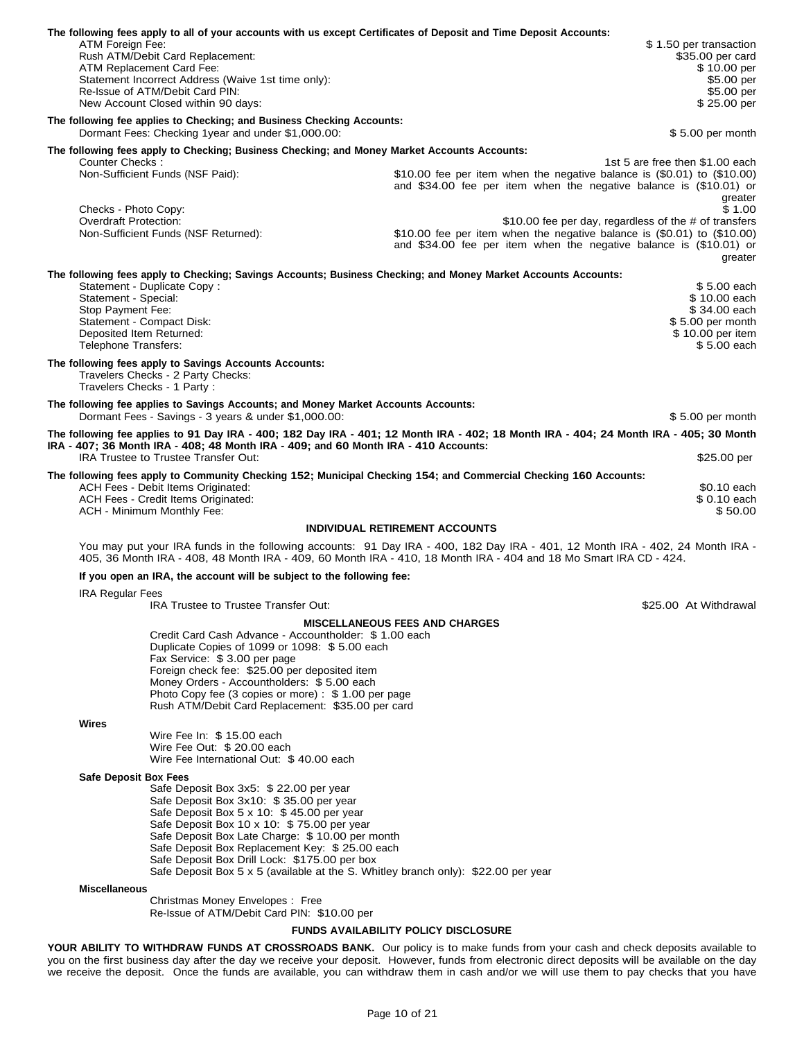**The following fees apply to all of your accounts with us except Certificates of Deposit and Time Deposit Accounts:**

| Fee | Amount |
|---|---|
| ATM Foreign Fee: | $ 1.50 per transaction |
| Rush ATM/Debit Card Replacement: | $35.00 per card |
| ATM Replacement Card Fee: | $ 10.00 per |
| Statement Incorrect Address (Waive 1st time only): | $5.00 per |
| Re-Issue of ATM/Debit Card PIN: | $5.00 per |
| New Account Closed within 90 days: | $ 25.00 per |

**The following fee applies to Checking; and Business Checking Accounts:**

| Fee | Amount |
|---|---|
| Dormant Fees: Checking 1year and under $1,000.00: | $ 5.00 per month |

**The following fees apply to Checking; Business Checking; and Money Market Accounts Accounts:**

| Fee | Amount |
|---|---|
| Counter Checks : | 1st 5 are free then $1.00 each |
| Non-Sufficient Funds (NSF Paid): | $10.00 fee per item when the negative balance is ($0.01) to ($10.00) and $34.00 fee per item when the negative balance is ($10.01) or greater |
| Checks - Photo Copy: | $ 1.00 |
| Overdraft Protection: | $10.00 fee per day, regardless of the # of transfers |
| Non-Sufficient Funds (NSF Returned): | $10.00 fee per item when the negative balance is ($0.01) to ($10.00) and $34.00 fee per item when the negative balance is ($10.01) or greater |

**The following fees apply to Checking; Savings Accounts; Business Checking; and Money Market Accounts Accounts:**

| Fee | Amount |
|---|---|
| Statement - Duplicate Copy : | $ 5.00 each |
| Statement - Special: | $ 10.00 each |
| Stop Payment Fee: | $ 34.00 each |
| Statement - Compact Disk: | $ 5.00 per month |
| Deposited Item Returned: | $ 10.00 per item |
| Telephone Transfers: | $ 5.00 each |

**The following fees apply to Savings Accounts Accounts:**

Travelers Checks - 2 Party Checks:
Travelers Checks - 1 Party :

**The following fee applies to Savings Accounts; and Money Market Accounts Accounts:**

| Fee | Amount |
|---|---|
| Dormant Fees - Savings - 3 years & under $1,000.00: | $ 5.00 per month |

**The following fee applies to 91 Day IRA - 400; 182 Day IRA - 401; 12 Month IRA - 402; 18 Month IRA - 404; 24 Month IRA - 405; 30 Month IRA - 407; 36 Month IRA - 408; 48 Month IRA - 409; and 60 Month IRA - 410 Accounts:**

| Fee | Amount |
|---|---|
| IRA Trustee to Trustee Transfer Out: | $25.00 per |

**The following fees apply to Community Checking 152; Municipal Checking 154; and Commercial Checking 160 Accounts:**

| Fee | Amount |
|---|---|
| ACH Fees - Debit Items Originated: | $0.10 each |
| ACH Fees - Credit Items Originated: | $ 0.10 each |
| ACH - Minimum Monthly Fee: | $ 50.00 |

## INDIVIDUAL RETIREMENT ACCOUNTS

You may put your IRA funds in the following accounts: 91 Day IRA - 400, 182 Day IRA - 401, 12 Month IRA - 402, 24 Month IRA - 405, 36 Month IRA - 408, 48 Month IRA - 409, 60 Month IRA - 410, 18 Month IRA - 404 and 18 Mo Smart IRA CD - 424.

**If you open an IRA, the account will be subject to the following fee:**

IRA Regular Fees

| Fee | Amount |
|---|---|
| IRA Trustee to Trustee Transfer Out: | $25.00 At Withdrawal |

## MISCELLANEOUS FEES AND CHARGES

Credit Card Cash Advance - Accountholder: $ 1.00 each
Duplicate Copies of 1099 or 1098: $ 5.00 each
Fax Service: $ 3.00 per page
Foreign check fee: $25.00 per deposited item
Money Orders - Accountholders: $ 5.00 each
Photo Copy fee (3 copies or more) : $ 1.00 per page
Rush ATM/Debit Card Replacement: $35.00 per card

**Wires**

Wire Fee In: $ 15.00 each
Wire Fee Out: $ 20.00 each
Wire Fee International Out: $ 40.00 each

**Safe Deposit Box Fees**

Safe Deposit Box 3x5: $ 22.00 per year
Safe Deposit Box 3x10: $ 35.00 per year
Safe Deposit Box 5 x 10: $ 45.00 per year
Safe Deposit Box 10 x 10: $ 75.00 per year
Safe Deposit Box Late Charge: $ 10.00 per month
Safe Deposit Box Replacement Key: $ 25.00 each
Safe Deposit Box Drill Lock: $175.00 per box
Safe Deposit Box 5 x 5 (available at the S. Whitley branch only): $22.00 per year

**Miscellaneous**

Christmas Money Envelopes : Free
Re-Issue of ATM/Debit Card PIN: $10.00 per

## FUNDS AVAILABILITY POLICY DISCLOSURE

**YOUR ABILITY TO WITHDRAW FUNDS AT CROSSROADS BANK.** Our policy is to make funds from your cash and check deposits available to you on the first business day after the day we receive your deposit. However, funds from electronic direct deposits will be available on the day we receive the deposit. Once the funds are available, you can withdraw them in cash and/or we will use them to pay checks that you have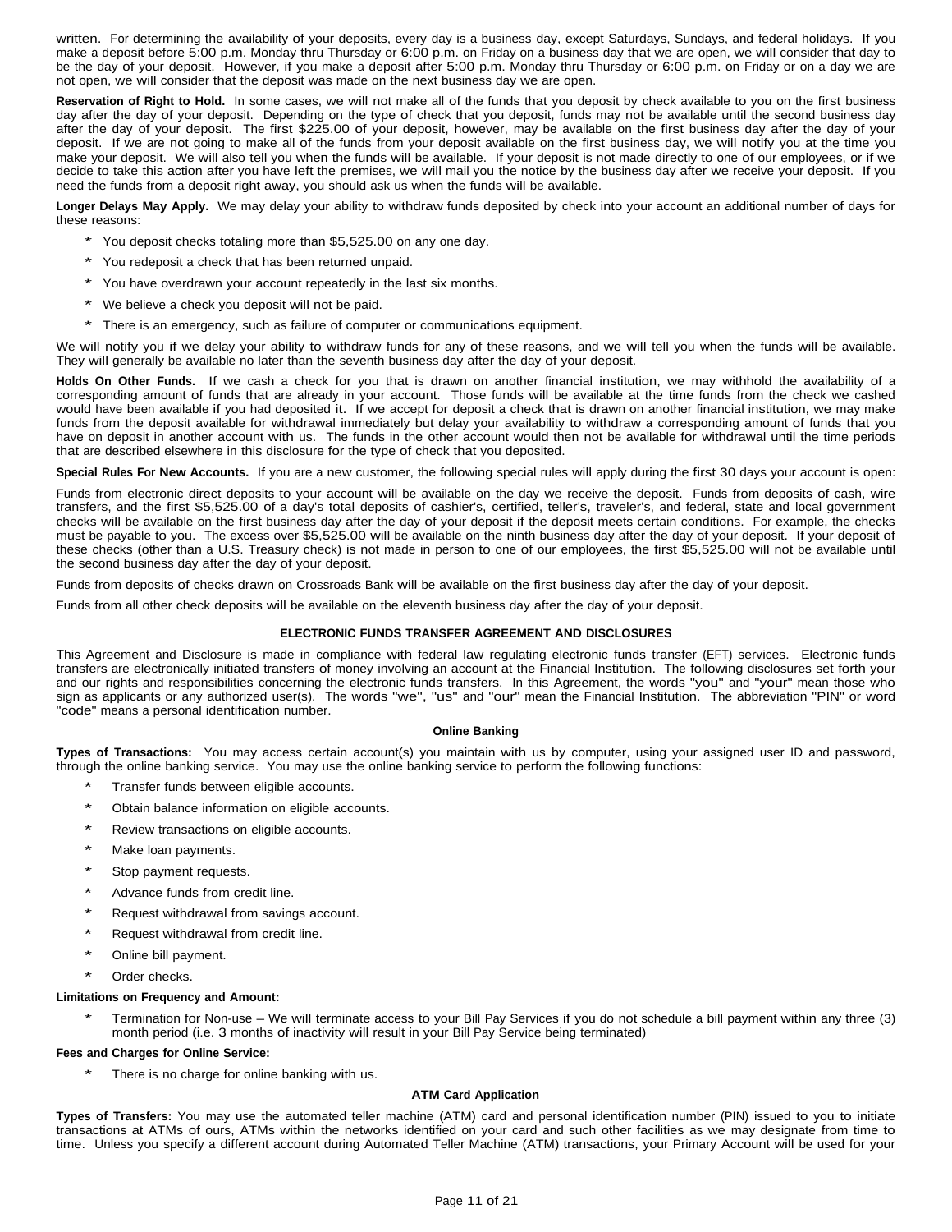written. For determining the availability of your deposits, every day is a business day, except Saturdays, Sundays, and federal holidays. If you make a deposit before 5:00 p.m. Monday thru Thursday or 6:00 p.m. on Friday on a business day that we are open, we will consider that day to be the day of your deposit. However, if you make a deposit after 5:00 p.m. Monday thru Thursday or 6:00 p.m. on Friday or on a day we are not open, we will consider that the deposit was made on the next business day we are open.

**Reservation of Right to Hold.** In some cases, we will not make all of the funds that you deposit by check available to you on the first business day after the day of your deposit. Depending on the type of check that you deposit, funds may not be available until the second business day after the day of your deposit. The first $225.00 of your deposit, however, may be available on the first business day after the day of your deposit. If we are not going to make all of the funds from your deposit available on the first business day, we will notify you at the time you make your deposit. We will also tell you when the funds will be available. If your deposit is not made directly to one of our employees, or if we decide to take this action after you have left the premises, we will mail you the notice by the business day after we receive your deposit. If you need the funds from a deposit right away, you should ask us when the funds will be available.

**Longer Delays May Apply.** We may delay your ability to withdraw funds deposited by check into your account an additional number of days for these reasons:

* You deposit checks totaling more than $5,525.00 on any one day.
* You redeposit a check that has been returned unpaid.
* You have overdrawn your account repeatedly in the last six months.
* We believe a check you deposit will not be paid.
* There is an emergency, such as failure of computer or communications equipment.

We will notify you if we delay your ability to withdraw funds for any of these reasons, and we will tell you when the funds will be available. They will generally be available no later than the seventh business day after the day of your deposit.

**Holds On Other Funds.** If we cash a check for you that is drawn on another financial institution, we may withhold the availability of a corresponding amount of funds that are already in your account. Those funds will be available at the time funds from the check we cashed would have been available if you had deposited it. If we accept for deposit a check that is drawn on another financial institution, we may make funds from the deposit available for withdrawal immediately but delay your availability to withdraw a corresponding amount of funds that you have on deposit in another account with us. The funds in the other account would then not be available for withdrawal until the time periods that are described elsewhere in this disclosure for the type of check that you deposited.

**Special Rules For New Accounts.** If you are a new customer, the following special rules will apply during the first 30 days your account is open:

Funds from electronic direct deposits to your account will be available on the day we receive the deposit. Funds from deposits of cash, wire transfers, and the first $5,525.00 of a day's total deposits of cashier's, certified, teller's, traveler's, and federal, state and local government checks will be available on the first business day after the day of your deposit if the deposit meets certain conditions. For example, the checks must be payable to you. The excess over $5,525.00 will be available on the ninth business day after the day of your deposit. If your deposit of these checks (other than a U.S. Treasury check) is not made in person to one of our employees, the first $5,525.00 will not be available until the second business day after the day of your deposit.

Funds from deposits of checks drawn on Crossroads Bank will be available on the first business day after the day of your deposit.

Funds from all other check deposits will be available on the eleventh business day after the day of your deposit.

## ELECTRONIC FUNDS TRANSFER AGREEMENT AND DISCLOSURES

This Agreement and Disclosure is made in compliance with federal law regulating electronic funds transfer (EFT) services. Electronic funds transfers are electronically initiated transfers of money involving an account at the Financial Institution. The following disclosures set forth your and our rights and responsibilities concerning the electronic funds transfers. In this Agreement, the words "you" and "your" mean those who sign as applicants or any authorized user(s). The words "we", "us" and "our" mean the Financial Institution. The abbreviation "PIN" or word "code" means a personal identification number.

### Online Banking

**Types of Transactions:** You may access certain account(s) you maintain with us by computer, using your assigned user ID and password, through the online banking service. You may use the online banking service to perform the following functions:

* Transfer funds between eligible accounts.
* Obtain balance information on eligible accounts.
* Review transactions on eligible accounts.
* Make loan payments.
* Stop payment requests.
* Advance funds from credit line.
* Request withdrawal from savings account.
* Request withdrawal from credit line.
* Online bill payment.
* Order checks.

**Limitations on Frequency and Amount:**

* Termination for Non-use – We will terminate access to your Bill Pay Services if you do not schedule a bill payment within any three (3) month period (i.e. 3 months of inactivity will result in your Bill Pay Service being terminated)

**Fees and Charges for Online Service:**

* There is no charge for online banking with us.

### ATM Card Application

**Types of Transfers:** You may use the automated teller machine (ATM) card and personal identification number (PIN) issued to you to initiate transactions at ATMs of ours, ATMs within the networks identified on your card and such other facilities as we may designate from time to time. Unless you specify a different account during Automated Teller Machine (ATM) transactions, your Primary Account will be used for your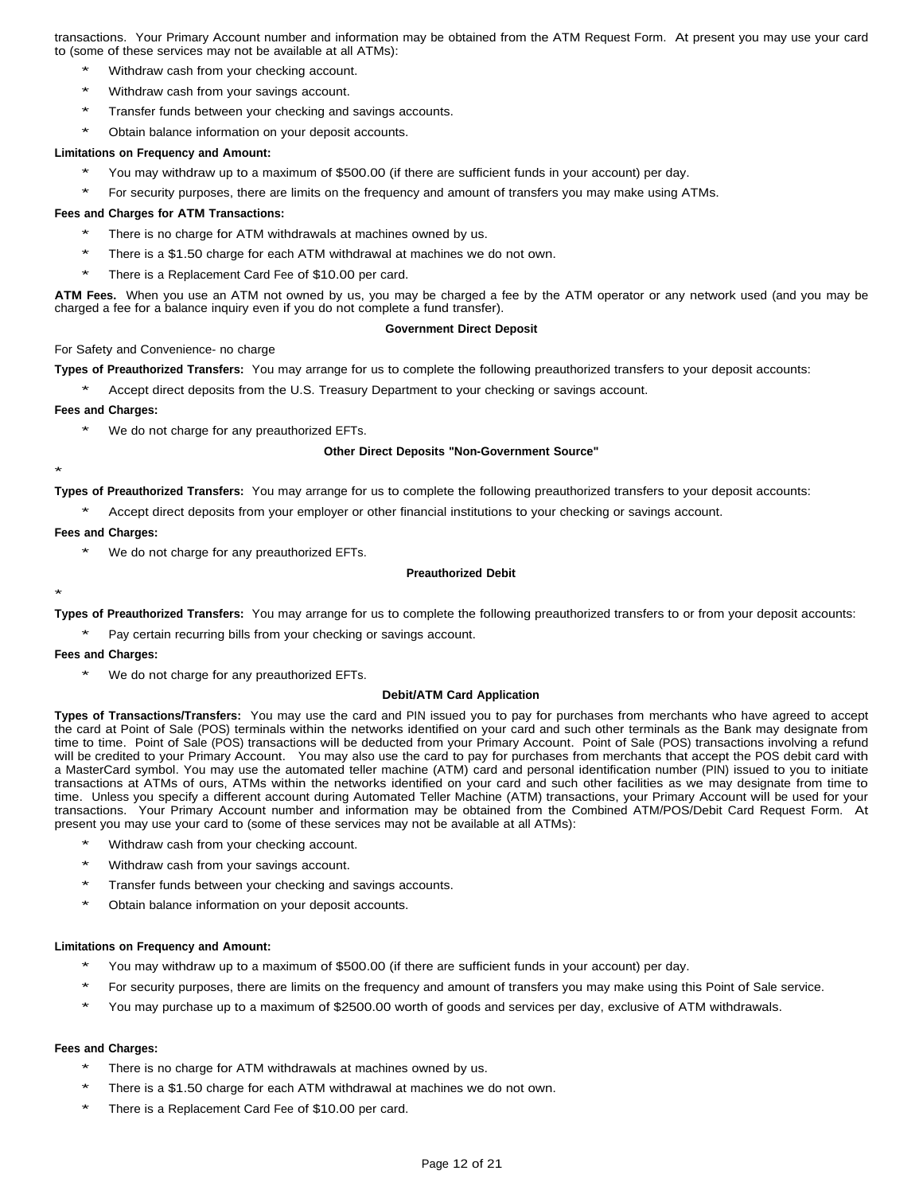transactions. Your Primary Account number and information may be obtained from the ATM Request Form. At present you may use your card to (some of these services may not be available at all ATMs):

* Withdraw cash from your checking account.
* Withdraw cash from your savings account.
* Transfer funds between your checking and savings accounts.
* Obtain balance information on your deposit accounts.

**Limitations on Frequency and Amount:**

* You may withdraw up to a maximum of $500.00 (if there are sufficient funds in your account) per day.
* For security purposes, there are limits on the frequency and amount of transfers you may make using ATMs.

**Fees and Charges for ATM Transactions:**

* There is no charge for ATM withdrawals at machines owned by us.
* There is a $1.50 charge for each ATM withdrawal at machines we do not own.
* There is a Replacement Card Fee of $10.00 per card.

**ATM Fees.** When you use an ATM not owned by us, you may be charged a fee by the ATM operator or any network used (and you may be charged a fee for a balance inquiry even if you do not complete a fund transfer).

### Government Direct Deposit

For Safety and Convenience- no charge

**Types of Preauthorized Transfers:** You may arrange for us to complete the following preauthorized transfers to your deposit accounts:

* Accept direct deposits from the U.S. Treasury Department to your checking or savings account.

**Fees and Charges:**

* We do not charge for any preauthorized EFTs.

### Other Direct Deposits "Non-Government Source"

*

**Types of Preauthorized Transfers:** You may arrange for us to complete the following preauthorized transfers to your deposit accounts:

* Accept direct deposits from your employer or other financial institutions to your checking or savings account.

**Fees and Charges:**

* We do not charge for any preauthorized EFTs.

### Preauthorized Debit

*

**Types of Preauthorized Transfers:** You may arrange for us to complete the following preauthorized transfers to or from your deposit accounts:

* Pay certain recurring bills from your checking or savings account.

**Fees and Charges:**

* We do not charge for any preauthorized EFTs.

### Debit/ATM Card Application

**Types of Transactions/Transfers:** You may use the card and PIN issued you to pay for purchases from merchants who have agreed to accept the card at Point of Sale (POS) terminals within the networks identified on your card and such other terminals as the Bank may designate from time to time. Point of Sale (POS) transactions will be deducted from your Primary Account. Point of Sale (POS) transactions involving a refund will be credited to your Primary Account. You may also use the card to pay for purchases from merchants that accept the POS debit card with a MasterCard symbol. You may use the automated teller machine (ATM) card and personal identification number (PIN) issued to you to initiate transactions at ATMs of ours, ATMs within the networks identified on your card and such other facilities as we may designate from time to time. Unless you specify a different account during Automated Teller Machine (ATM) transactions, your Primary Account will be used for your transactions. Your Primary Account number and information may be obtained from the Combined ATM/POS/Debit Card Request Form. At present you may use your card to (some of these services may not be available at all ATMs):

* Withdraw cash from your checking account.
* Withdraw cash from your savings account.
* Transfer funds between your checking and savings accounts.
* Obtain balance information on your deposit accounts.

**Limitations on Frequency and Amount:**

* You may withdraw up to a maximum of $500.00 (if there are sufficient funds in your account) per day.
* For security purposes, there are limits on the frequency and amount of transfers you may make using this Point of Sale service.
* You may purchase up to a maximum of $2500.00 worth of goods and services per day, exclusive of ATM withdrawals.

**Fees and Charges:**

* There is no charge for ATM withdrawals at machines owned by us.
* There is a $1.50 charge for each ATM withdrawal at machines we do not own.
* There is a Replacement Card Fee of $10.00 per card.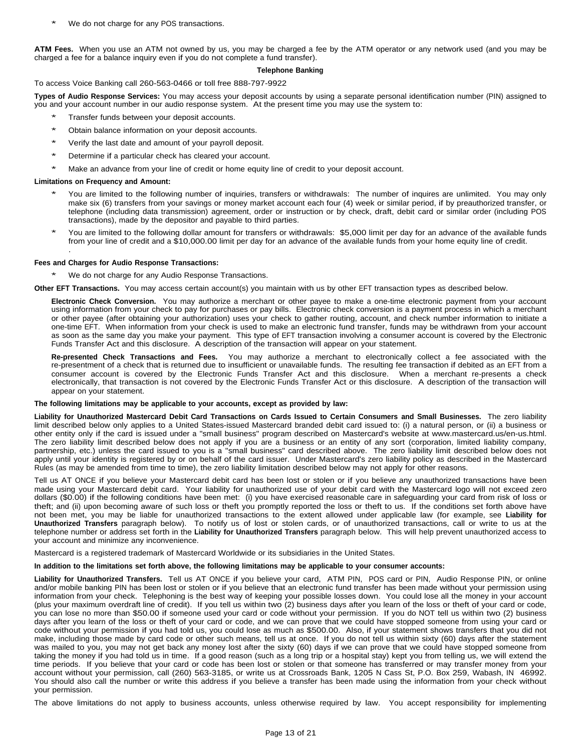* We do not charge for any POS transactions.

**ATM Fees.** When you use an ATM not owned by us, you may be charged a fee by the ATM operator or any network used (and you may be charged a fee for a balance inquiry even if you do not complete a fund transfer).

### Telephone Banking

To access Voice Banking call 260-563-0466 or toll free 888-797-9922

**Types of Audio Response Services:** You may access your deposit accounts by using a separate personal identification number (PIN) assigned to you and your account number in our audio response system. At the present time you may use the system to:

* Transfer funds between your deposit accounts.
* Obtain balance information on your deposit accounts.
* Verify the last date and amount of your payroll deposit.
* Determine if a particular check has cleared your account.
* Make an advance from your line of credit or home equity line of credit to your deposit account.

**Limitations on Frequency and Amount:**

* You are limited to the following number of inquiries, transfers or withdrawals: The number of inquires are unlimited. You may only make six (6) transfers from your savings or money market account each four (4) week or similar period, if by preauthorized transfer, or telephone (including data transmission) agreement, order or instruction or by check, draft, debit card or similar order (including POS transactions), made by the depositor and payable to third parties.
* You are limited to the following dollar amount for transfers or withdrawals: $5,000 limit per day for an advance of the available funds from your line of credit and a $10,000.00 limit per day for an advance of the available funds from your home equity line of credit.
.

**Fees and Charges for Audio Response Transactions:**

* We do not charge for any Audio Response Transactions.

**Other EFT Transactions.** You may access certain account(s) you maintain with us by other EFT transaction types as described below.

**Electronic Check Conversion.** You may authorize a merchant or other payee to make a one-time electronic payment from your account using information from your check to pay for purchases or pay bills. Electronic check conversion is a payment process in which a merchant or other payee (after obtaining your authorization) uses your check to gather routing, account, and check number information to initiate a one-time EFT. When information from your check is used to make an electronic fund transfer, funds may be withdrawn from your account as soon as the same day you make your payment. This type of EFT transaction involving a consumer account is covered by the Electronic Funds Transfer Act and this disclosure. A description of the transaction will appear on your statement.

**Re-presented Check Transactions and Fees.** You may authorize a merchant to electronically collect a fee associated with the re-presentment of a check that is returned due to insufficient or unavailable funds. The resulting fee transaction if debited as an EFT from a consumer account is covered by the Electronic Funds Transfer Act and this disclosure. When a merchant re-presents a check electronically, that transaction is not covered by the Electronic Funds Transfer Act or this disclosure. A description of the transaction will appear on your statement.

**The following limitations may be applicable to your accounts, except as provided by law:**

**Liability for Unauthorized Mastercard Debit Card Transactions on Cards Issued to Certain Consumers and Small Businesses.** The zero liability limit described below only applies to a United States-issued Mastercard branded debit card issued to: (i) a natural person, or (ii) a business or other entity only if the card is issued under a "small business" program described on Mastercard's website at www.mastercard.us/en-us.html. The zero liability limit described below does not apply if you are a business or an entity of any sort (corporation, limited liability company, partnership, etc.) unless the card issued to you is a "small business" card described above. The zero liability limit described below does not apply until your identity is registered by or on behalf of the card issuer. Under Mastercard's zero liability policy as described in the Mastercard Rules (as may be amended from time to time), the zero liability limitation described below may not apply for other reasons.

Tell us AT ONCE if you believe your Mastercard debit card has been lost or stolen or if you believe any unauthorized transactions have been made using your Mastercard debit card. Your liability for unauthorized use of your debit card with the Mastercard logo will not exceed zero dollars ($0.00) if the following conditions have been met: (i) you have exercised reasonable care in safeguarding your card from risk of loss or theft; and (ii) upon becoming aware of such loss or theft you promptly reported the loss or theft to us. If the conditions set forth above have not been met, you may be liable for unauthorized transactions to the extent allowed under applicable law (for example, see **Liability for Unauthorized Transfers** paragraph below). To notify us of lost or stolen cards, or of unauthorized transactions, call or write to us at the telephone number or address set forth in the **Liability for Unauthorized Transfers** paragraph below. This will help prevent unauthorized access to your account and minimize any inconvenience.

Mastercard is a registered trademark of Mastercard Worldwide or its subsidiaries in the United States.

**In addition to the limitations set forth above, the following limitations may be applicable to your consumer accounts:**

**Liability for Unauthorized Transfers.** Tell us AT ONCE if you believe your card, ATM PIN, POS card or PIN, Audio Response PIN, or online and/or mobile banking PIN has been lost or stolen or if you believe that an electronic fund transfer has been made without your permission using information from your check. Telephoning is the best way of keeping your possible losses down. You could lose all the money in your account (plus your maximum overdraft line of credit). If you tell us within two (2) business days after you learn of the loss or theft of your card or code, you can lose no more than $50.00 if someone used your card or code without your permission. If you do NOT tell us within two (2) business days after you learn of the loss or theft of your card or code, and we can prove that we could have stopped someone from using your card or code without your permission if you had told us, you could lose as much as $500.00. Also, if your statement shows transfers that you did not make, including those made by card code or other such means, tell us at once. If you do not tell us within sixty (60) days after the statement was mailed to you, you may not get back any money lost after the sixty (60) days if we can prove that we could have stopped someone from taking the money if you had told us in time. If a good reason (such as a long trip or a hospital stay) kept you from telling us, we will extend the time periods. If you believe that your card or code has been lost or stolen or that someone has transferred or may transfer money from your account without your permission, call (260) 563-3185, or write us at Crossroads Bank, 1205 N Cass St, P.O. Box 259, Wabash, IN 46992. You should also call the number or write this address if you believe a transfer has been made using the information from your check without your permission.

The above limitations do not apply to business accounts, unless otherwise required by law. You accept responsibility for implementing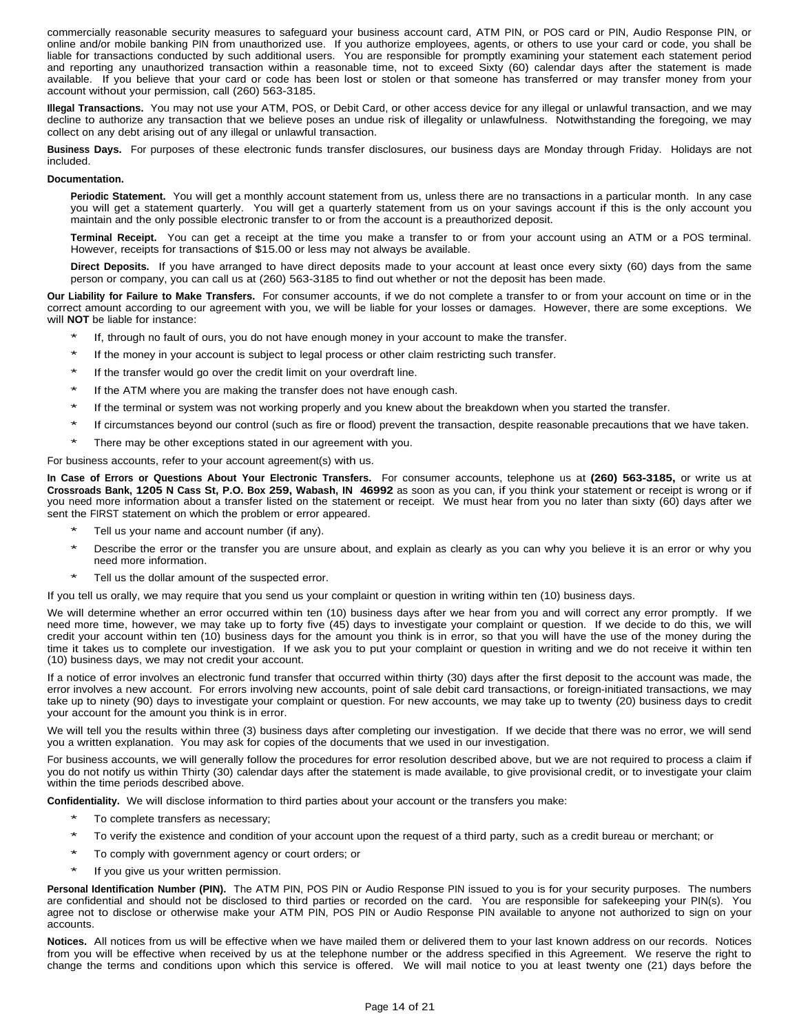commercially reasonable security measures to safeguard your business account card, ATM PIN, or POS card or PIN, Audio Response PIN, or online and/or mobile banking PIN from unauthorized use. If you authorize employees, agents, or others to use your card or code, you shall be liable for transactions conducted by such additional users. You are responsible for promptly examining your statement each statement period and reporting any unauthorized transaction within a reasonable time, not to exceed Sixty (60) calendar days after the statement is made available. If you believe that your card or code has been lost or stolen or that someone has transferred or may transfer money from your account without your permission, call (260) 563-3185.

**Illegal Transactions.** You may not use your ATM, POS, or Debit Card, or other access device for any illegal or unlawful transaction, and we may decline to authorize any transaction that we believe poses an undue risk of illegality or unlawfulness. Notwithstanding the foregoing, we may collect on any debt arising out of any illegal or unlawful transaction.

**Business Days.** For purposes of these electronic funds transfer disclosures, our business days are Monday through Friday. Holidays are not included.

**Documentation.**

**Periodic Statement.** You will get a monthly account statement from us, unless there are no transactions in a particular month. In any case you will get a statement quarterly. You will get a quarterly statement from us on your savings account if this is the only account you maintain and the only possible electronic transfer to or from the account is a preauthorized deposit.

**Terminal Receipt.** You can get a receipt at the time you make a transfer to or from your account using an ATM or a POS terminal. However, receipts for transactions of $15.00 or less may not always be available.

**Direct Deposits.** If you have arranged to have direct deposits made to your account at least once every sixty (60) days from the same person or company, you can call us at (260) 563-3185 to find out whether or not the deposit has been made.

**Our Liability for Failure to Make Transfers.** For consumer accounts, if we do not complete a transfer to or from your account on time or in the correct amount according to our agreement with you, we will be liable for your losses or damages. However, there are some exceptions. We will **NOT** be liable for instance:

* If, through no fault of ours, you do not have enough money in your account to make the transfer.
* If the money in your account is subject to legal process or other claim restricting such transfer.
* If the transfer would go over the credit limit on your overdraft line.
* If the ATM where you are making the transfer does not have enough cash.
* If the terminal or system was not working properly and you knew about the breakdown when you started the transfer.
* If circumstances beyond our control (such as fire or flood) prevent the transaction, despite reasonable precautions that we have taken.
* There may be other exceptions stated in our agreement with you.

For business accounts, refer to your account agreement(s) with us.

**In Case of Errors or Questions About Your Electronic Transfers.** For consumer accounts, telephone us at **(260) 563-3185,** or write us at **Crossroads Bank, 1205 N Cass St, P.O. Box 259, Wabash, IN 46992** as soon as you can, if you think your statement or receipt is wrong or if you need more information about a transfer listed on the statement or receipt. We must hear from you no later than sixty (60) days after we sent the FIRST statement on which the problem or error appeared.

* Tell us your name and account number (if any).
* Describe the error or the transfer you are unsure about, and explain as clearly as you can why you believe it is an error or why you need more information.
* Tell us the dollar amount of the suspected error.

If you tell us orally, we may require that you send us your complaint or question in writing within ten (10) business days.

We will determine whether an error occurred within ten (10) business days after we hear from you and will correct any error promptly. If we need more time, however, we may take up to forty five (45) days to investigate your complaint or question. If we decide to do this, we will credit your account within ten (10) business days for the amount you think is in error, so that you will have the use of the money during the time it takes us to complete our investigation. If we ask you to put your complaint or question in writing and we do not receive it within ten (10) business days, we may not credit your account.

If a notice of error involves an electronic fund transfer that occurred within thirty (30) days after the first deposit to the account was made, the error involves a new account. For errors involving new accounts, point of sale debit card transactions, or foreign-initiated transactions, we may take up to ninety (90) days to investigate your complaint or question. For new accounts, we may take up to twenty (20) business days to credit your account for the amount you think is in error.

We will tell you the results within three (3) business days after completing our investigation. If we decide that there was no error, we will send you a written explanation. You may ask for copies of the documents that we used in our investigation.

For business accounts, we will generally follow the procedures for error resolution described above, but we are not required to process a claim if you do not notify us within Thirty (30) calendar days after the statement is made available, to give provisional credit, or to investigate your claim within the time periods described above.

**Confidentiality.** We will disclose information to third parties about your account or the transfers you make:

* To complete transfers as necessary;
* To verify the existence and condition of your account upon the request of a third party, such as a credit bureau or merchant; or
* To comply with government agency or court orders; or
* If you give us your written permission.

**Personal Identification Number (PIN).** The ATM PIN, POS PIN or Audio Response PIN issued to you is for your security purposes. The numbers are confidential and should not be disclosed to third parties or recorded on the card. You are responsible for safekeeping your PIN(s). You agree not to disclose or otherwise make your ATM PIN, POS PIN or Audio Response PIN available to anyone not authorized to sign on your accounts.

**Notices.** All notices from us will be effective when we have mailed them or delivered them to your last known address on our records. Notices from you will be effective when received by us at the telephone number or the address specified in this Agreement. We reserve the right to change the terms and conditions upon which this service is offered. We will mail notice to you at least twenty one (21) days before the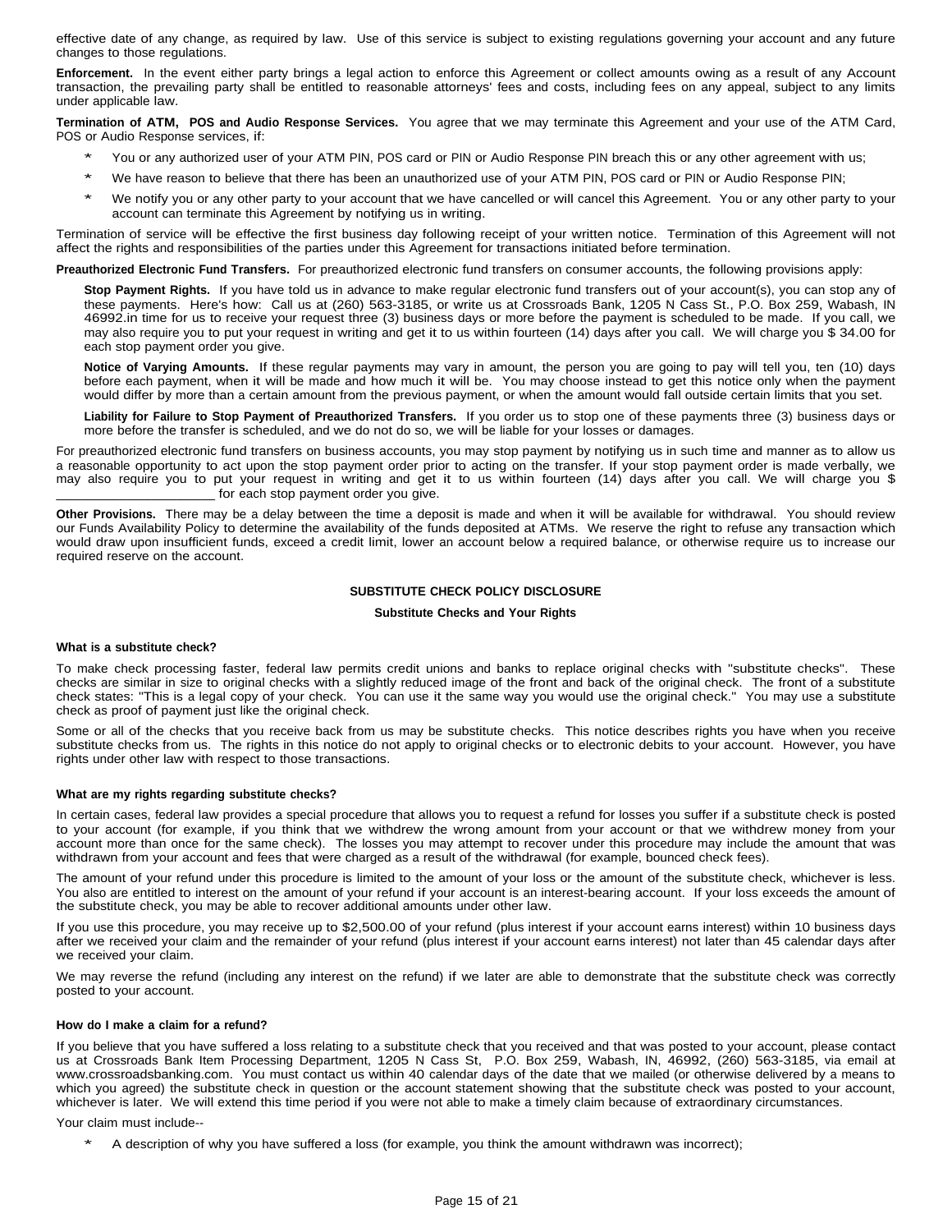effective date of any change, as required by law. Use of this service is subject to existing regulations governing your account and any future changes to those regulations.

**Enforcement.** In the event either party brings a legal action to enforce this Agreement or collect amounts owing as a result of any Account transaction, the prevailing party shall be entitled to reasonable attorneys' fees and costs, including fees on any appeal, subject to any limits under applicable law.

**Termination of ATM, POS and Audio Response Services.** You agree that we may terminate this Agreement and your use of the ATM Card, POS or Audio Response services, if:

* You or any authorized user of your ATM PIN, POS card or PIN or Audio Response PIN breach this or any other agreement with us;
* We have reason to believe that there has been an unauthorized use of your ATM PIN, POS card or PIN or Audio Response PIN;
* We notify you or any other party to your account that we have cancelled or will cancel this Agreement. You or any other party to your account can terminate this Agreement by notifying us in writing.

Termination of service will be effective the first business day following receipt of your written notice. Termination of this Agreement will not affect the rights and responsibilities of the parties under this Agreement for transactions initiated before termination.

**Preauthorized Electronic Fund Transfers.** For preauthorized electronic fund transfers on consumer accounts, the following provisions apply:

**Stop Payment Rights.** If you have told us in advance to make regular electronic fund transfers out of your account(s), you can stop any of these payments. Here's how: Call us at (260) 563-3185, or write us at Crossroads Bank, 1205 N Cass St., P.O. Box 259, Wabash, IN 46992.in time for us to receive your request three (3) business days or more before the payment is scheduled to be made. If you call, we may also require you to put your request in writing and get it to us within fourteen (14) days after you call. We will charge you $ 34.00 for each stop payment order you give.

**Notice of Varying Amounts.** If these regular payments may vary in amount, the person you are going to pay will tell you, ten (10) days before each payment, when it will be made and how much it will be. You may choose instead to get this notice only when the payment would differ by more than a certain amount from the previous payment, or when the amount would fall outside certain limits that you set.

**Liability for Failure to Stop Payment of Preauthorized Transfers.** If you order us to stop one of these payments three (3) business days or more before the transfer is scheduled, and we do not do so, we will be liable for your losses or damages.

For preauthorized electronic fund transfers on business accounts, you may stop payment by notifying us in such time and manner as to allow us a reasonable opportunity to act upon the stop payment order prior to acting on the transfer. If your stop payment order is made verbally, we may also require you to put your request in writing and get it to us within fourteen (14) days after you call. We will charge you $ ______________________ for each stop payment order you give.

**Other Provisions.** There may be a delay between the time a deposit is made and when it will be available for withdrawal. You should review our Funds Availability Policy to determine the availability of the funds deposited at ATMs. We reserve the right to refuse any transaction which would draw upon insufficient funds, exceed a credit limit, lower an account below a required balance, or otherwise require us to increase our required reserve on the account.

## SUBSTITUTE CHECK POLICY DISCLOSURE

### Substitute Checks and Your Rights

#### What is a substitute check?

To make check processing faster, federal law permits credit unions and banks to replace original checks with "substitute checks". These checks are similar in size to original checks with a slightly reduced image of the front and back of the original check. The front of a substitute check states: "This is a legal copy of your check. You can use it the same way you would use the original check." You may use a substitute check as proof of payment just like the original check.

Some or all of the checks that you receive back from us may be substitute checks. This notice describes rights you have when you receive substitute checks from us. The rights in this notice do not apply to original checks or to electronic debits to your account. However, you have rights under other law with respect to those transactions.

#### What are my rights regarding substitute checks?

In certain cases, federal law provides a special procedure that allows you to request a refund for losses you suffer if a substitute check is posted to your account (for example, if you think that we withdrew the wrong amount from your account or that we withdrew money from your account more than once for the same check). The losses you may attempt to recover under this procedure may include the amount that was withdrawn from your account and fees that were charged as a result of the withdrawal (for example, bounced check fees).

The amount of your refund under this procedure is limited to the amount of your loss or the amount of the substitute check, whichever is less. You also are entitled to interest on the amount of your refund if your account is an interest-bearing account. If your loss exceeds the amount of the substitute check, you may be able to recover additional amounts under other law.

If you use this procedure, you may receive up to $2,500.00 of your refund (plus interest if your account earns interest) within 10 business days after we received your claim and the remainder of your refund (plus interest if your account earns interest) not later than 45 calendar days after we received your claim.

We may reverse the refund (including any interest on the refund) if we later are able to demonstrate that the substitute check was correctly posted to your account.

#### How do I make a claim for a refund?

If you believe that you have suffered a loss relating to a substitute check that you received and that was posted to your account, please contact us at Crossroads Bank Item Processing Department, 1205 N Cass St, P.O. Box 259, Wabash, IN, 46992, (260) 563-3185, via email at www.crossroadsbanking.com. You must contact us within 40 calendar days of the date that we mailed (or otherwise delivered by a means to which you agreed) the substitute check in question or the account statement showing that the substitute check was posted to your account, whichever is later. We will extend this time period if you were not able to make a timely claim because of extraordinary circumstances.

Your claim must include--

* A description of why you have suffered a loss (for example, you think the amount withdrawn was incorrect);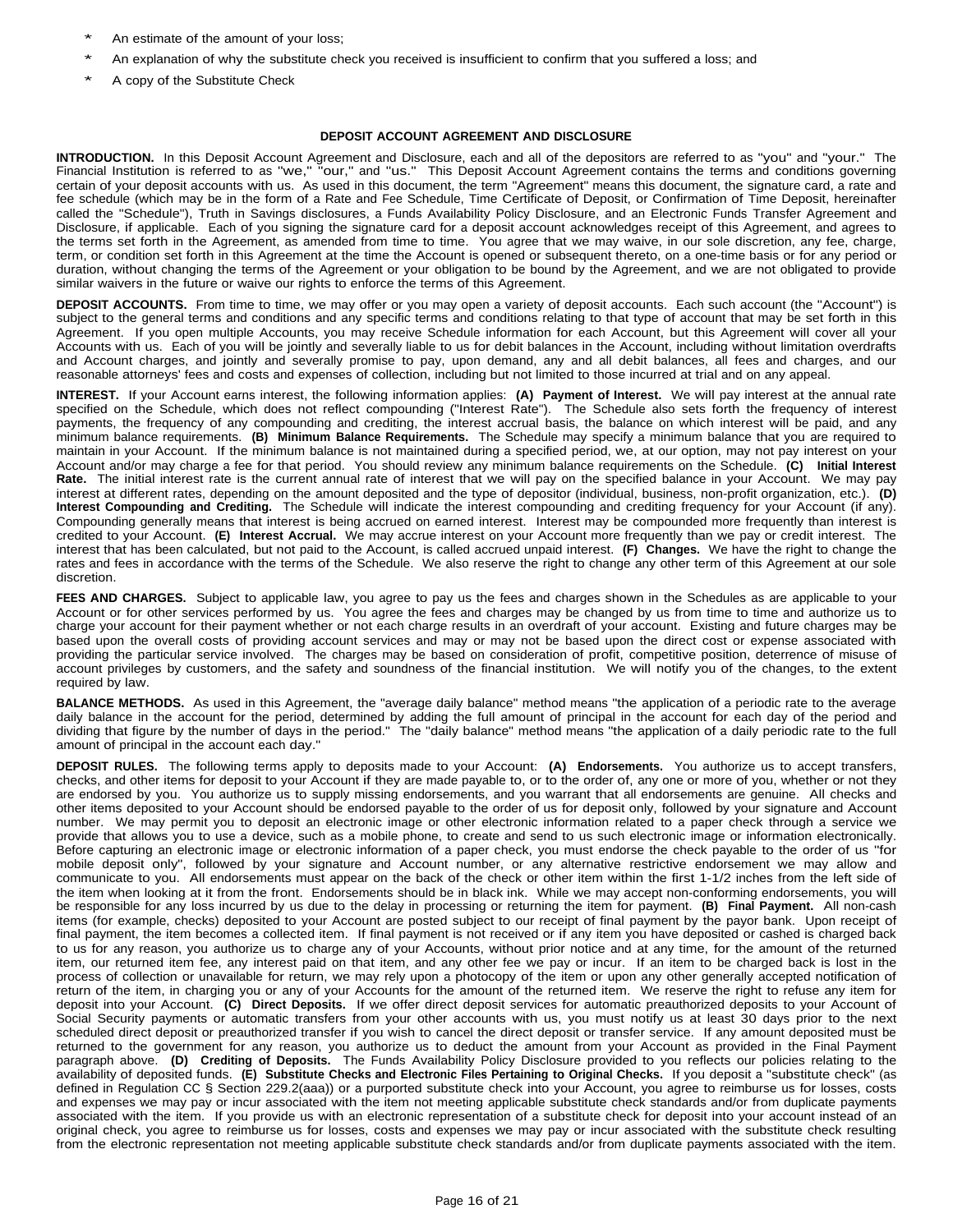* An estimate of the amount of your loss;
* An explanation of why the substitute check you received is insufficient to confirm that you suffered a loss; and
* A copy of the Substitute Check

## DEPOSIT ACCOUNT AGREEMENT AND DISCLOSURE

**INTRODUCTION.** In this Deposit Account Agreement and Disclosure, each and all of the depositors are referred to as "you" and "your." The Financial Institution is referred to as "we," "our," and "us." This Deposit Account Agreement contains the terms and conditions governing certain of your deposit accounts with us. As used in this document, the term "Agreement" means this document, the signature card, a rate and fee schedule (which may be in the form of a Rate and Fee Schedule, Time Certificate of Deposit, or Confirmation of Time Deposit, hereinafter called the "Schedule"), Truth in Savings disclosures, a Funds Availability Policy Disclosure, and an Electronic Funds Transfer Agreement and Disclosure, if applicable. Each of you signing the signature card for a deposit account acknowledges receipt of this Agreement, and agrees to the terms set forth in the Agreement, as amended from time to time. You agree that we may waive, in our sole discretion, any fee, charge, term, or condition set forth in this Agreement at the time the Account is opened or subsequent thereto, on a one-time basis or for any period or duration, without changing the terms of the Agreement or your obligation to be bound by the Agreement, and we are not obligated to provide similar waivers in the future or waive our rights to enforce the terms of this Agreement.

**DEPOSIT ACCOUNTS.** From time to time, we may offer or you may open a variety of deposit accounts. Each such account (the "Account") is subject to the general terms and conditions and any specific terms and conditions relating to that type of account that may be set forth in this Agreement. If you open multiple Accounts, you may receive Schedule information for each Account, but this Agreement will cover all your Accounts with us. Each of you will be jointly and severally liable to us for debit balances in the Account, including without limitation overdrafts and Account charges, and jointly and severally promise to pay, upon demand, any and all debit balances, all fees and charges, and our reasonable attorneys' fees and costs and expenses of collection, including but not limited to those incurred at trial and on any appeal.

**INTEREST.** If your Account earns interest, the following information applies: **(A) Payment of Interest.** We will pay interest at the annual rate specified on the Schedule, which does not reflect compounding ("Interest Rate"). The Schedule also sets forth the frequency of interest payments, the frequency of any compounding and crediting, the interest accrual basis, the balance on which interest will be paid, and any minimum balance requirements. **(B) Minimum Balance Requirements.** The Schedule may specify a minimum balance that you are required to maintain in your Account. If the minimum balance is not maintained during a specified period, we, at our option, may not pay interest on your Account and/or may charge a fee for that period. You should review any minimum balance requirements on the Schedule. **(C) Initial Interest Rate.** The initial interest rate is the current annual rate of interest that we will pay on the specified balance in your Account. We may pay interest at different rates, depending on the amount deposited and the type of depositor (individual, business, non-profit organization, etc.). **(D) Interest Compounding and Crediting.** The Schedule will indicate the interest compounding and crediting frequency for your Account (if any). Compounding generally means that interest is being accrued on earned interest. Interest may be compounded more frequently than interest is credited to your Account. **(E) Interest Accrual.** We may accrue interest on your Account more frequently than we pay or credit interest. The interest that has been calculated, but not paid to the Account, is called accrued unpaid interest. **(F) Changes.** We have the right to change the rates and fees in accordance with the terms of the Schedule. We also reserve the right to change any other term of this Agreement at our sole discretion.

**FEES AND CHARGES.** Subject to applicable law, you agree to pay us the fees and charges shown in the Schedules as are applicable to your Account or for other services performed by us. You agree the fees and charges may be changed by us from time to time and authorize us to charge your account for their payment whether or not each charge results in an overdraft of your account. Existing and future charges may be based upon the overall costs of providing account services and may or may not be based upon the direct cost or expense associated with providing the particular service involved. The charges may be based on consideration of profit, competitive position, deterrence of misuse of account privileges by customers, and the safety and soundness of the financial institution. We will notify you of the changes, to the extent required by law.

**BALANCE METHODS.** As used in this Agreement, the "average daily balance" method means "the application of a periodic rate to the average daily balance in the account for the period, determined by adding the full amount of principal in the account for each day of the period and dividing that figure by the number of days in the period." The "daily balance" method means "the application of a daily periodic rate to the full amount of principal in the account each day."

**DEPOSIT RULES.** The following terms apply to deposits made to your Account: **(A) Endorsements.** You authorize us to accept transfers, checks, and other items for deposit to your Account if they are made payable to, or to the order of, any one or more of you, whether or not they are endorsed by you. You authorize us to supply missing endorsements, and you warrant that all endorsements are genuine. All checks and other items deposited to your Account should be endorsed payable to the order of us for deposit only, followed by your signature and Account number. We may permit you to deposit an electronic image or other electronic information related to a paper check through a service we provide that allows you to use a device, such as a mobile phone, to create and send to us such electronic image or information electronically. Before capturing an electronic image or electronic information of a paper check, you must endorse the check payable to the order of us "for mobile deposit only", followed by your signature and Account number, or any alternative restrictive endorsement we may allow and communicate to you. All endorsements must appear on the back of the check or other item within the first 1-1/2 inches from the left side of the item when looking at it from the front. Endorsements should be in black ink. While we may accept non-conforming endorsements, you will be responsible for any loss incurred by us due to the delay in processing or returning the item for payment. **(B) Final Payment.** All non-cash items (for example, checks) deposited to your Account are posted subject to our receipt of final payment by the payor bank. Upon receipt of final payment, the item becomes a collected item. If final payment is not received or if any item you have deposited or cashed is charged back to us for any reason, you authorize us to charge any of your Accounts, without prior notice and at any time, for the amount of the returned item, our returned item fee, any interest paid on that item, and any other fee we pay or incur. If an item to be charged back is lost in the process of collection or unavailable for return, we may rely upon a photocopy of the item or upon any other generally accepted notification of return of the item, in charging you or any of your Accounts for the amount of the returned item. We reserve the right to refuse any item for deposit into your Account. **(C) Direct Deposits.** If we offer direct deposit services for automatic preauthorized deposits to your Account of Social Security payments or automatic transfers from your other accounts with us, you must notify us at least 30 days prior to the next scheduled direct deposit or preauthorized transfer if you wish to cancel the direct deposit or transfer service. If any amount deposited must be returned to the government for any reason, you authorize us to deduct the amount from your Account as provided in the Final Payment paragraph above. **(D) Crediting of Deposits.** The Funds Availability Policy Disclosure provided to you reflects our policies relating to the availability of deposited funds. **(E) Substitute Checks and Electronic Files Pertaining to Original Checks.** If you deposit a "substitute check" (as defined in Regulation CC § Section 229.2(aaa)) or a purported substitute check into your Account, you agree to reimburse us for losses, costs and expenses we may pay or incur associated with the item not meeting applicable substitute check standards and/or from duplicate payments associated with the item. If you provide us with an electronic representation of a substitute check for deposit into your account instead of an original check, you agree to reimburse us for losses, costs and expenses we may pay or incur associated with the substitute check resulting from the electronic representation not meeting applicable substitute check standards and/or from duplicate payments associated with the item.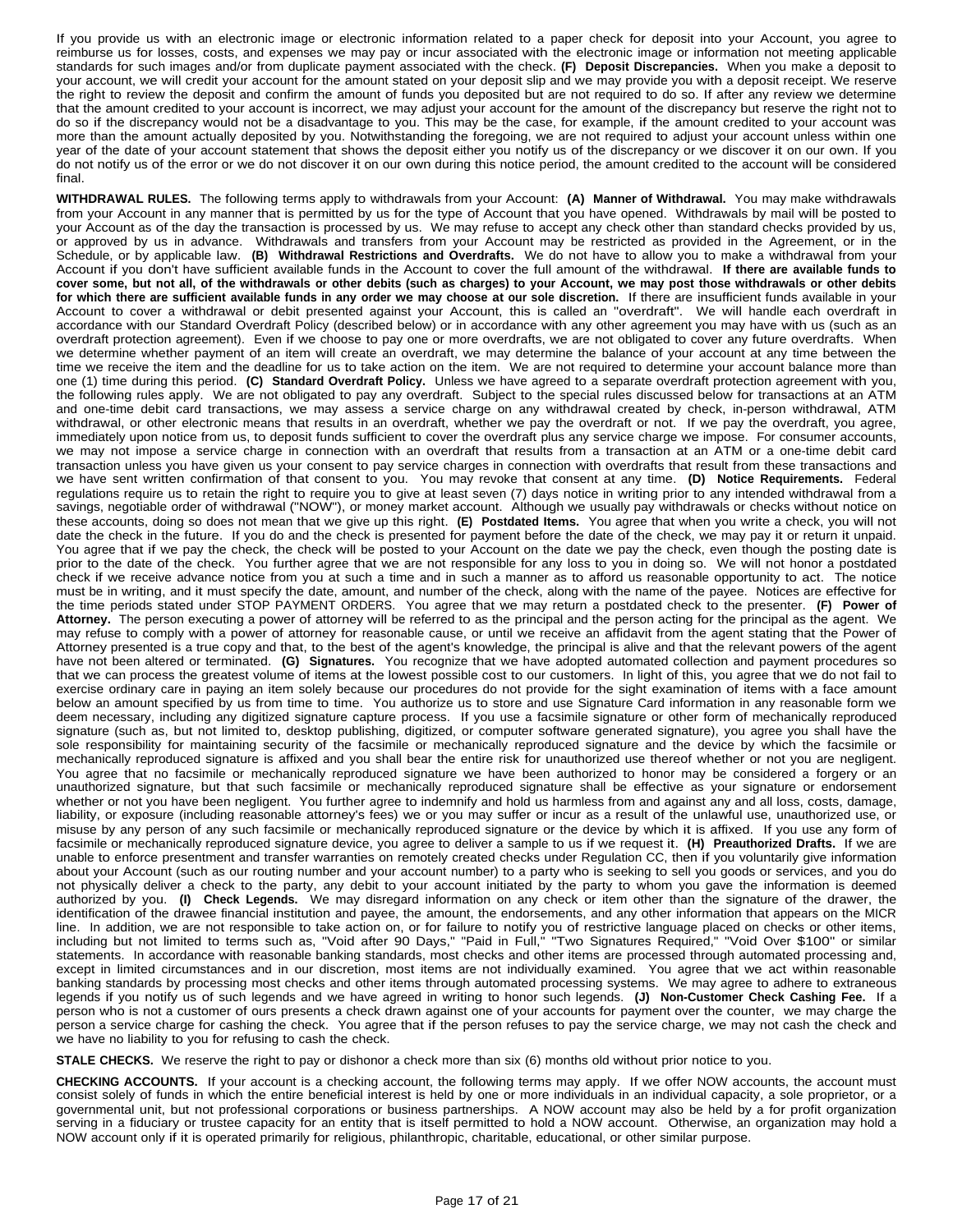If you provide us with an electronic image or electronic information related to a paper check for deposit into your Account, you agree to reimburse us for losses, costs, and expenses we may pay or incur associated with the electronic image or information not meeting applicable standards for such images and/or from duplicate payment associated with the check. **(F) Deposit Discrepancies.** When you make a deposit to your account, we will credit your account for the amount stated on your deposit slip and we may provide you with a deposit receipt. We reserve the right to review the deposit and confirm the amount of funds you deposited but are not required to do so. If after any review we determine that the amount credited to your account is incorrect, we may adjust your account for the amount of the discrepancy but reserve the right not to do so if the discrepancy would not be a disadvantage to you. This may be the case, for example, if the amount credited to your account was more than the amount actually deposited by you. Notwithstanding the foregoing, we are not required to adjust your account unless within one year of the date of your account statement that shows the deposit either you notify us of the discrepancy or we discover it on our own. If you do not notify us of the error or we do not discover it on our own during this notice period, the amount credited to the account will be considered final.

**WITHDRAWAL RULES.** The following terms apply to withdrawals from your Account: **(A) Manner of Withdrawal.** You may make withdrawals from your Account in any manner that is permitted by us for the type of Account that you have opened. Withdrawals by mail will be posted to your Account as of the day the transaction is processed by us. We may refuse to accept any check other than standard checks provided by us, or approved by us in advance. Withdrawals and transfers from your Account may be restricted as provided in the Agreement, or in the Schedule, or by applicable law. **(B) Withdrawal Restrictions and Overdrafts.** We do not have to allow you to make a withdrawal from your Account if you don't have sufficient available funds in the Account to cover the full amount of the withdrawal. **If there are available funds to cover some, but not all, of the withdrawals or other debits (such as charges) to your Account, we may post those withdrawals or other debits for which there are sufficient available funds in any order we may choose at our sole discretion.** If there are insufficient funds available in your Account to cover a withdrawal or debit presented against your Account, this is called an "overdraft". We will handle each overdraft in accordance with our Standard Overdraft Policy (described below) or in accordance with any other agreement you may have with us (such as an overdraft protection agreement). Even if we choose to pay one or more overdrafts, we are not obligated to cover any future overdrafts. When we determine whether payment of an item will create an overdraft, we may determine the balance of your account at any time between the time we receive the item and the deadline for us to take action on the item. We are not required to determine your account balance more than one (1) time during this period. **(C) Standard Overdraft Policy.** Unless we have agreed to a separate overdraft protection agreement with you, the following rules apply. We are not obligated to pay any overdraft. Subject to the special rules discussed below for transactions at an ATM and one-time debit card transactions, we may assess a service charge on any withdrawal created by check, in-person withdrawal, ATM withdrawal, or other electronic means that results in an overdraft, whether we pay the overdraft or not. If we pay the overdraft, you agree, immediately upon notice from us, to deposit funds sufficient to cover the overdraft plus any service charge we impose. For consumer accounts, we may not impose a service charge in connection with an overdraft that results from a transaction at an ATM or a one-time debit card transaction unless you have given us your consent to pay service charges in connection with overdrafts that result from these transactions and we have sent written confirmation of that consent to you. You may revoke that consent at any time. **(D) Notice Requirements.** Federal regulations require us to retain the right to require you to give at least seven (7) days notice in writing prior to any intended withdrawal from a savings, negotiable order of withdrawal ("NOW"), or money market account. Although we usually pay withdrawals or checks without notice on these accounts, doing so does not mean that we give up this right. **(E) Postdated Items.** You agree that when you write a check, you will not date the check in the future. If you do and the check is presented for payment before the date of the check, we may pay it or return it unpaid. You agree that if we pay the check, the check will be posted to your Account on the date we pay the check, even though the posting date is prior to the date of the check. You further agree that we are not responsible for any loss to you in doing so. We will not honor a postdated check if we receive advance notice from you at such a time and in such a manner as to afford us reasonable opportunity to act. The notice must be in writing, and it must specify the date, amount, and number of the check, along with the name of the payee. Notices are effective for the time periods stated under STOP PAYMENT ORDERS. You agree that we may return a postdated check to the presenter. **(F) Power of Attorney.** The person executing a power of attorney will be referred to as the principal and the person acting for the principal as the agent. We may refuse to comply with a power of attorney for reasonable cause, or until we receive an affidavit from the agent stating that the Power of Attorney presented is a true copy and that, to the best of the agent's knowledge, the principal is alive and that the relevant powers of the agent have not been altered or terminated. **(G) Signatures.** You recognize that we have adopted automated collection and payment procedures so that we can process the greatest volume of items at the lowest possible cost to our customers. In light of this, you agree that we do not fail to exercise ordinary care in paying an item solely because our procedures do not provide for the sight examination of items with a face amount below an amount specified by us from time to time. You authorize us to store and use Signature Card information in any reasonable form we deem necessary, including any digitized signature capture process. If you use a facsimile signature or other form of mechanically reproduced signature (such as, but not limited to, desktop publishing, digitized, or computer software generated signature), you agree you shall have the sole responsibility for maintaining security of the facsimile or mechanically reproduced signature and the device by which the facsimile or mechanically reproduced signature is affixed and you shall bear the entire risk for unauthorized use thereof whether or not you are negligent. You agree that no facsimile or mechanically reproduced signature we have been authorized to honor may be considered a forgery or an unauthorized signature, but that such facsimile or mechanically reproduced signature shall be effective as your signature or endorsement whether or not you have been negligent. You further agree to indemnify and hold us harmless from and against any and all loss, costs, damage, liability, or exposure (including reasonable attorney's fees) we or you may suffer or incur as a result of the unlawful use, unauthorized use, or misuse by any person of any such facsimile or mechanically reproduced signature or the device by which it is affixed. If you use any form of facsimile or mechanically reproduced signature device, you agree to deliver a sample to us if we request it. **(H) Preauthorized Drafts.** If we are unable to enforce presentment and transfer warranties on remotely created checks under Regulation CC, then if you voluntarily give information about your Account (such as our routing number and your account number) to a party who is seeking to sell you goods or services, and you do not physically deliver a check to the party, any debit to your account initiated by the party to whom you gave the information is deemed authorized by you. **(I) Check Legends.** We may disregard information on any check or item other than the signature of the drawer, the identification of the drawee financial institution and payee, the amount, the endorsements, and any other information that appears on the MICR line. In addition, we are not responsible to take action on, or for failure to notify you of restrictive language placed on checks or other items, including but not limited to terms such as, "Void after 90 Days," "Paid in Full," "Two Signatures Required," "Void Over $100" or similar statements. In accordance with reasonable banking standards, most checks and other items are processed through automated processing and, except in limited circumstances and in our discretion, most items are not individually examined. You agree that we act within reasonable banking standards by processing most checks and other items through automated processing systems. We may agree to adhere to extraneous legends if you notify us of such legends and we have agreed in writing to honor such legends. **(J) Non-Customer Check Cashing Fee.** If a person who is not a customer of ours presents a check drawn against one of your accounts for payment over the counter, we may charge the person a service charge for cashing the check. You agree that if the person refuses to pay the service charge, we may not cash the check and we have no liability to you for refusing to cash the check.

**STALE CHECKS.** We reserve the right to pay or dishonor a check more than six (6) months old without prior notice to you.

**CHECKING ACCOUNTS.** If your account is a checking account, the following terms may apply. If we offer NOW accounts, the account must consist solely of funds in which the entire beneficial interest is held by one or more individuals in an individual capacity, a sole proprietor, or a governmental unit, but not professional corporations or business partnerships. A NOW account may also be held by a for profit organization serving in a fiduciary or trustee capacity for an entity that is itself permitted to hold a NOW account. Otherwise, an organization may hold a NOW account only if it is operated primarily for religious, philanthropic, charitable, educational, or other similar purpose.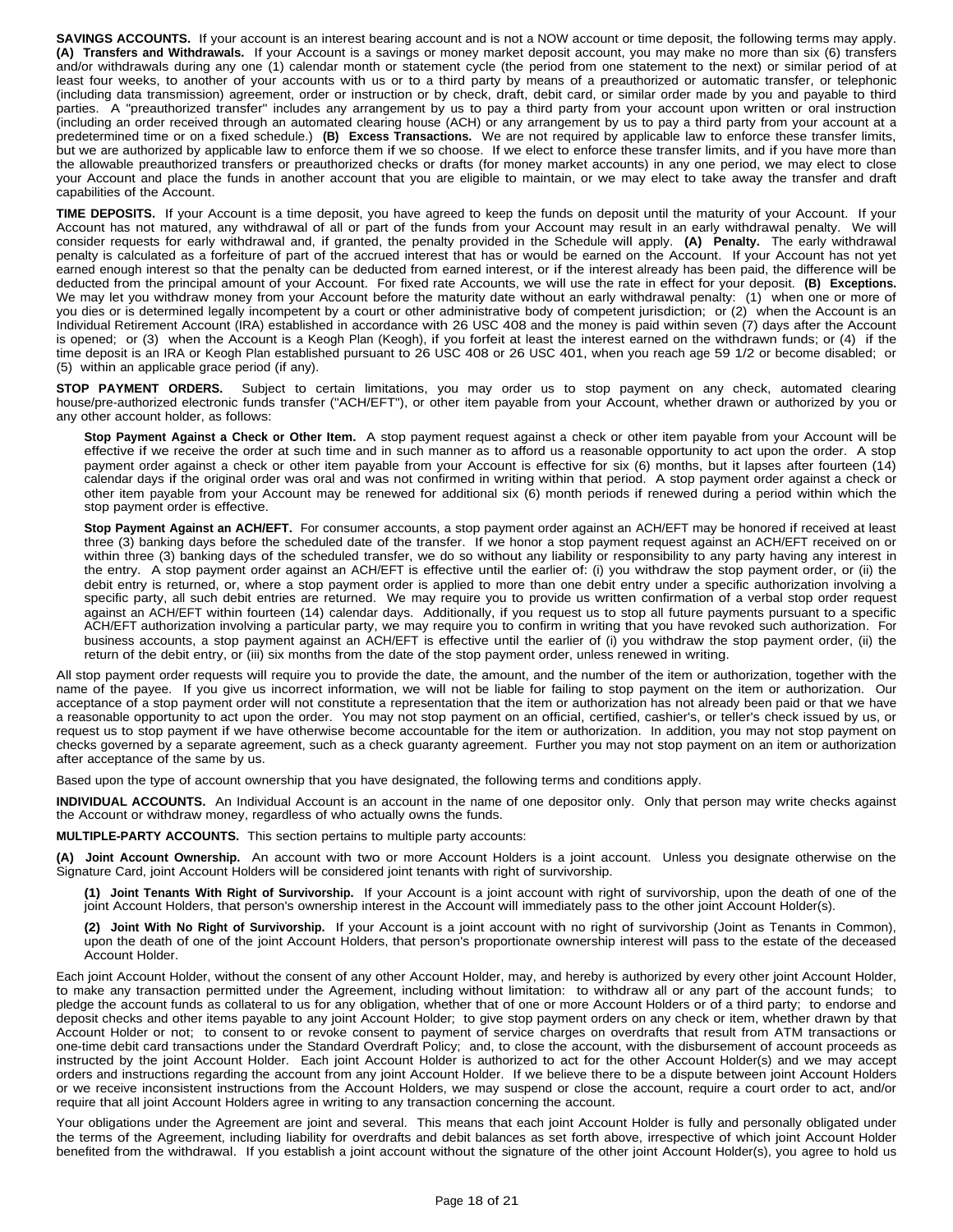**SAVINGS ACCOUNTS.** If your account is an interest bearing account and is not a NOW account or time deposit, the following terms may apply. **(A) Transfers and Withdrawals.** If your Account is a savings or money market deposit account, you may make no more than six (6) transfers and/or withdrawals during any one (1) calendar month or statement cycle (the period from one statement to the next) or similar period of at least four weeks, to another of your accounts with us or to a third party by means of a preauthorized or automatic transfer, or telephonic (including data transmission) agreement, order or instruction or by check, draft, debit card, or similar order made by you and payable to third parties. A "preauthorized transfer" includes any arrangement by us to pay a third party from your account upon written or oral instruction (including an order received through an automated clearing house (ACH) or any arrangement by us to pay a third party from your account at a predetermined time or on a fixed schedule.) **(B) Excess Transactions.** We are not required by applicable law to enforce these transfer limits, but we are authorized by applicable law to enforce them if we so choose. If we elect to enforce these transfer limits, and if you have more than the allowable preauthorized transfers or preauthorized checks or drafts (for money market accounts) in any one period, we may elect to close your Account and place the funds in another account that you are eligible to maintain, or we may elect to take away the transfer and draft capabilities of the Account.

**TIME DEPOSITS.** If your Account is a time deposit, you have agreed to keep the funds on deposit until the maturity of your Account. If your Account has not matured, any withdrawal of all or part of the funds from your Account may result in an early withdrawal penalty. We will consider requests for early withdrawal and, if granted, the penalty provided in the Schedule will apply. **(A) Penalty.** The early withdrawal penalty is calculated as a forfeiture of part of the accrued interest that has or would be earned on the Account. If your Account has not yet earned enough interest so that the penalty can be deducted from earned interest, or if the interest already has been paid, the difference will be deducted from the principal amount of your Account. For fixed rate Accounts, we will use the rate in effect for your deposit. **(B) Exceptions.** We may let you withdraw money from your Account before the maturity date without an early withdrawal penalty: (1) when one or more of you dies or is determined legally incompetent by a court or other administrative body of competent jurisdiction; or (2) when the Account is an Individual Retirement Account (IRA) established in accordance with 26 USC 408 and the money is paid within seven (7) days after the Account is opened; or (3) when the Account is a Keogh Plan (Keogh), if you forfeit at least the interest earned on the withdrawn funds; or (4) if the time deposit is an IRA or Keogh Plan established pursuant to 26 USC 408 or 26 USC 401, when you reach age 59 1/2 or become disabled; or (5) within an applicable grace period (if any).

**STOP PAYMENT ORDERS.** Subject to certain limitations, you may order us to stop payment on any check, automated clearing house/pre-authorized electronic funds transfer ("ACH/EFT"), or other item payable from your Account, whether drawn or authorized by you or any other account holder, as follows:

**Stop Payment Against a Check or Other Item.** A stop payment request against a check or other item payable from your Account will be effective if we receive the order at such time and in such manner as to afford us a reasonable opportunity to act upon the order. A stop payment order against a check or other item payable from your Account is effective for six (6) months, but it lapses after fourteen (14) calendar days if the original order was oral and was not confirmed in writing within that period. A stop payment order against a check or other item payable from your Account may be renewed for additional six (6) month periods if renewed during a period within which the stop payment order is effective.

**Stop Payment Against an ACH/EFT.** For consumer accounts, a stop payment order against an ACH/EFT may be honored if received at least three (3) banking days before the scheduled date of the transfer. If we honor a stop payment request against an ACH/EFT received on or within three (3) banking days of the scheduled transfer, we do so without any liability or responsibility to any party having any interest in the entry. A stop payment order against an ACH/EFT is effective until the earlier of: (i) you withdraw the stop payment order, or (ii) the debit entry is returned, or, where a stop payment order is applied to more than one debit entry under a specific authorization involving a specific party, all such debit entries are returned. We may require you to provide us written confirmation of a verbal stop order request against an ACH/EFT within fourteen (14) calendar days. Additionally, if you request us to stop all future payments pursuant to a specific ACH/EFT authorization involving a particular party, we may require you to confirm in writing that you have revoked such authorization. For business accounts, a stop payment against an ACH/EFT is effective until the earlier of (i) you withdraw the stop payment order, (ii) the return of the debit entry, or (iii) six months from the date of the stop payment order, unless renewed in writing.

All stop payment order requests will require you to provide the date, the amount, and the number of the item or authorization, together with the name of the payee. If you give us incorrect information, we will not be liable for failing to stop payment on the item or authorization. Our acceptance of a stop payment order will not constitute a representation that the item or authorization has not already been paid or that we have a reasonable opportunity to act upon the order. You may not stop payment on an official, certified, cashier's, or teller's check issued by us, or request us to stop payment if we have otherwise become accountable for the item or authorization. In addition, you may not stop payment on checks governed by a separate agreement, such as a check guaranty agreement. Further you may not stop payment on an item or authorization after acceptance of the same by us.

Based upon the type of account ownership that you have designated, the following terms and conditions apply.

**INDIVIDUAL ACCOUNTS.** An Individual Account is an account in the name of one depositor only. Only that person may write checks against the Account or withdraw money, regardless of who actually owns the funds.

**MULTIPLE-PARTY ACCOUNTS.** This section pertains to multiple party accounts:

**(A) Joint Account Ownership.** An account with two or more Account Holders is a joint account. Unless you designate otherwise on the Signature Card, joint Account Holders will be considered joint tenants with right of survivorship.

**(1) Joint Tenants With Right of Survivorship.** If your Account is a joint account with right of survivorship, upon the death of one of the joint Account Holders, that person's ownership interest in the Account will immediately pass to the other joint Account Holder(s).

**(2) Joint With No Right of Survivorship.** If your Account is a joint account with no right of survivorship (Joint as Tenants in Common), upon the death of one of the joint Account Holders, that person's proportionate ownership interest will pass to the estate of the deceased Account Holder.

Each joint Account Holder, without the consent of any other Account Holder, may, and hereby is authorized by every other joint Account Holder, to make any transaction permitted under the Agreement, including without limitation: to withdraw all or any part of the account funds; to pledge the account funds as collateral to us for any obligation, whether that of one or more Account Holders or of a third party; to endorse and deposit checks and other items payable to any joint Account Holder; to give stop payment orders on any check or item, whether drawn by that Account Holder or not; to consent to or revoke consent to payment of service charges on overdrafts that result from ATM transactions or one-time debit card transactions under the Standard Overdraft Policy; and, to close the account, with the disbursement of account proceeds as instructed by the joint Account Holder. Each joint Account Holder is authorized to act for the other Account Holder(s) and we may accept orders and instructions regarding the account from any joint Account Holder. If we believe there to be a dispute between joint Account Holders or we receive inconsistent instructions from the Account Holders, we may suspend or close the account, require a court order to act, and/or require that all joint Account Holders agree in writing to any transaction concerning the account.

Your obligations under the Agreement are joint and several. This means that each joint Account Holder is fully and personally obligated under the terms of the Agreement, including liability for overdrafts and debit balances as set forth above, irrespective of which joint Account Holder benefited from the withdrawal. If you establish a joint account without the signature of the other joint Account Holder(s), you agree to hold us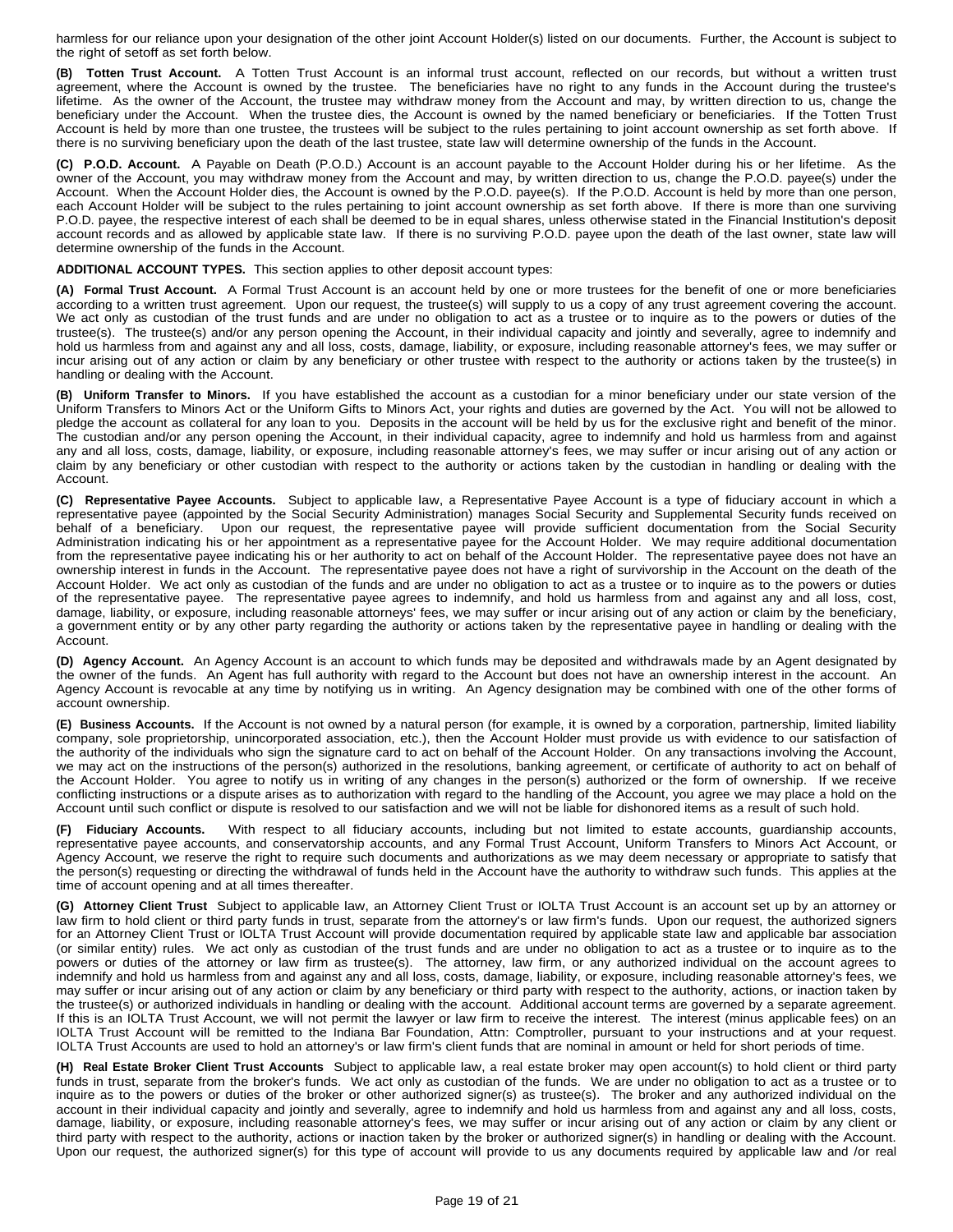harmless for our reliance upon your designation of the other joint Account Holder(s) listed on our documents. Further, the Account is subject to the right of setoff as set forth below.

**(B) Totten Trust Account.** A Totten Trust Account is an informal trust account, reflected on our records, but without a written trust agreement, where the Account is owned by the trustee. The beneficiaries have no right to any funds in the Account during the trustee's lifetime. As the owner of the Account, the trustee may withdraw money from the Account and may, by written direction to us, change the beneficiary under the Account. When the trustee dies, the Account is owned by the named beneficiary or beneficiaries. If the Totten Trust Account is held by more than one trustee, the trustees will be subject to the rules pertaining to joint account ownership as set forth above. If there is no surviving beneficiary upon the death of the last trustee, state law will determine ownership of the funds in the Account.

**(C) P.O.D. Account.** A Payable on Death (P.O.D.) Account is an account payable to the Account Holder during his or her lifetime. As the owner of the Account, you may withdraw money from the Account and may, by written direction to us, change the P.O.D. payee(s) under the Account. When the Account Holder dies, the Account is owned by the P.O.D. payee(s). If the P.O.D. Account is held by more than one person, each Account Holder will be subject to the rules pertaining to joint account ownership as set forth above. If there is more than one surviving P.O.D. payee, the respective interest of each shall be deemed to be in equal shares, unless otherwise stated in the Financial Institution's deposit account records and as allowed by applicable state law. If there is no surviving P.O.D. payee upon the death of the last owner, state law will determine ownership of the funds in the Account.

**ADDITIONAL ACCOUNT TYPES.** This section applies to other deposit account types:

**(A) Formal Trust Account.** A Formal Trust Account is an account held by one or more trustees for the benefit of one or more beneficiaries according to a written trust agreement. Upon our request, the trustee(s) will supply to us a copy of any trust agreement covering the account. We act only as custodian of the trust funds and are under no obligation to act as a trustee or to inquire as to the powers or duties of the trustee(s). The trustee(s) and/or any person opening the Account, in their individual capacity and jointly and severally, agree to indemnify and hold us harmless from and against any and all loss, costs, damage, liability, or exposure, including reasonable attorney's fees, we may suffer or incur arising out of any action or claim by any beneficiary or other trustee with respect to the authority or actions taken by the trustee(s) in handling or dealing with the Account.

**(B) Uniform Transfer to Minors.** If you have established the account as a custodian for a minor beneficiary under our state version of the Uniform Transfers to Minors Act or the Uniform Gifts to Minors Act, your rights and duties are governed by the Act. You will not be allowed to pledge the account as collateral for any loan to you. Deposits in the account will be held by us for the exclusive right and benefit of the minor. The custodian and/or any person opening the Account, in their individual capacity, agree to indemnify and hold us harmless from and against any and all loss, costs, damage, liability, or exposure, including reasonable attorney's fees, we may suffer or incur arising out of any action or claim by any beneficiary or other custodian with respect to the authority or actions taken by the custodian in handling or dealing with the Account.

**(C) Representative Payee Accounts.** Subject to applicable law, a Representative Payee Account is a type of fiduciary account in which a representative payee (appointed by the Social Security Administration) manages Social Security and Supplemental Security funds received on behalf of a beneficiary. Upon our request, the representative payee will provide sufficient documentation from the Social Security Administration indicating his or her appointment as a representative payee for the Account Holder. We may require additional documentation from the representative payee indicating his or her authority to act on behalf of the Account Holder. The representative payee does not have an ownership interest in funds in the Account. The representative payee does not have a right of survivorship in the Account on the death of the Account Holder. We act only as custodian of the funds and are under no obligation to act as a trustee or to inquire as to the powers or duties of the representative payee. The representative payee agrees to indemnify, and hold us harmless from and against any and all loss, cost, damage, liability, or exposure, including reasonable attorneys' fees, we may suffer or incur arising out of any action or claim by the beneficiary, a government entity or by any other party regarding the authority or actions taken by the representative payee in handling or dealing with the Account.

**(D) Agency Account.** An Agency Account is an account to which funds may be deposited and withdrawals made by an Agent designated by the owner of the funds. An Agent has full authority with regard to the Account but does not have an ownership interest in the account. An Agency Account is revocable at any time by notifying us in writing. An Agency designation may be combined with one of the other forms of account ownership.

**(E) Business Accounts.** If the Account is not owned by a natural person (for example, it is owned by a corporation, partnership, limited liability company, sole proprietorship, unincorporated association, etc.), then the Account Holder must provide us with evidence to our satisfaction of the authority of the individuals who sign the signature card to act on behalf of the Account Holder. On any transactions involving the Account, we may act on the instructions of the person(s) authorized in the resolutions, banking agreement, or certificate of authority to act on behalf of the Account Holder. You agree to notify us in writing of any changes in the person(s) authorized or the form of ownership. If we receive conflicting instructions or a dispute arises as to authorization with regard to the handling of the Account, you agree we may place a hold on the Account until such conflict or dispute is resolved to our satisfaction and we will not be liable for dishonored items as a result of such hold.

**(F) Fiduciary Accounts.** With respect to all fiduciary accounts, including but not limited to estate accounts, guardianship accounts, representative payee accounts, and conservatorship accounts, and any Formal Trust Account, Uniform Transfers to Minors Act Account, or Agency Account, we reserve the right to require such documents and authorizations as we may deem necessary or appropriate to satisfy that the person(s) requesting or directing the withdrawal of funds held in the Account have the authority to withdraw such funds. This applies at the time of account opening and at all times thereafter.

**(G) Attorney Client Trust** Subject to applicable law, an Attorney Client Trust or IOLTA Trust Account is an account set up by an attorney or law firm to hold client or third party funds in trust, separate from the attorney's or law firm's funds. Upon our request, the authorized signers for an Attorney Client Trust or IOLTA Trust Account will provide documentation required by applicable state law and applicable bar association (or similar entity) rules. We act only as custodian of the trust funds and are under no obligation to act as a trustee or to inquire as to the powers or duties of the attorney or law firm as trustee(s). The attorney, law firm, or any authorized individual on the account agrees to indemnify and hold us harmless from and against any and all loss, costs, damage, liability, or exposure, including reasonable attorney's fees, we may suffer or incur arising out of any action or claim by any beneficiary or third party with respect to the authority, actions, or inaction taken by the trustee(s) or authorized individuals in handling or dealing with the account. Additional account terms are governed by a separate agreement. If this is an IOLTA Trust Account, we will not permit the lawyer or law firm to receive the interest. The interest (minus applicable fees) on an IOLTA Trust Account will be remitted to the Indiana Bar Foundation, Attn: Comptroller, pursuant to your instructions and at your request. IOLTA Trust Accounts are used to hold an attorney's or law firm's client funds that are nominal in amount or held for short periods of time.

**(H) Real Estate Broker Client Trust Accounts** Subject to applicable law, a real estate broker may open account(s) to hold client or third party funds in trust, separate from the broker's funds. We act only as custodian of the funds. We are under no obligation to act as a trustee or to inquire as to the powers or duties of the broker or other authorized signer(s) as trustee(s). The broker and any authorized individual on the account in their individual capacity and jointly and severally, agree to indemnify and hold us harmless from and against any and all loss, costs, damage, liability, or exposure, including reasonable attorney's fees, we may suffer or incur arising out of any action or claim by any client or third party with respect to the authority, actions or inaction taken by the broker or authorized signer(s) in handling or dealing with the Account. Upon our request, the authorized signer(s) for this type of account will provide to us any documents required by applicable law and /or real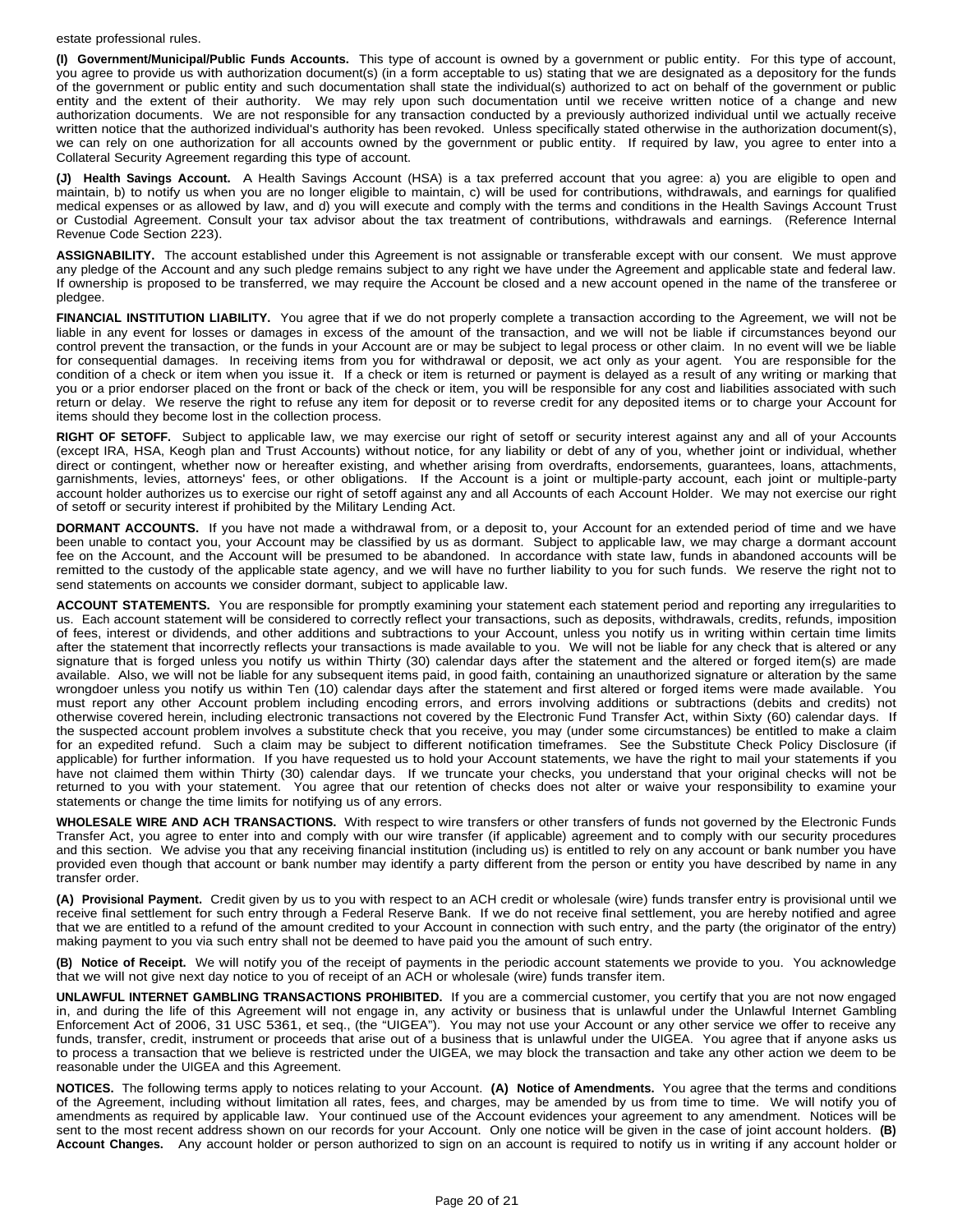estate professional rules.

**(I) Government/Municipal/Public Funds Accounts.** This type of account is owned by a government or public entity. For this type of account, you agree to provide us with authorization document(s) (in a form acceptable to us) stating that we are designated as a depository for the funds of the government or public entity and such documentation shall state the individual(s) authorized to act on behalf of the government or public entity and the extent of their authority. We may rely upon such documentation until we receive written notice of a change and new authorization documents. We are not responsible for any transaction conducted by a previously authorized individual until we actually receive written notice that the authorized individual's authority has been revoked. Unless specifically stated otherwise in the authorization document(s), we can rely on one authorization for all accounts owned by the government or public entity. If required by law, you agree to enter into a Collateral Security Agreement regarding this type of account.

**(J) Health Savings Account.** A Health Savings Account (HSA) is a tax preferred account that you agree: a) you are eligible to open and maintain, b) to notify us when you are no longer eligible to maintain, c) will be used for contributions, withdrawals, and earnings for qualified medical expenses or as allowed by law, and d) you will execute and comply with the terms and conditions in the Health Savings Account Trust or Custodial Agreement. Consult your tax advisor about the tax treatment of contributions, withdrawals and earnings. (Reference Internal Revenue Code Section 223).

**ASSIGNABILITY.** The account established under this Agreement is not assignable or transferable except with our consent. We must approve any pledge of the Account and any such pledge remains subject to any right we have under the Agreement and applicable state and federal law. If ownership is proposed to be transferred, we may require the Account be closed and a new account opened in the name of the transferee or pledgee.

**FINANCIAL INSTITUTION LIABILITY.** You agree that if we do not properly complete a transaction according to the Agreement, we will not be liable in any event for losses or damages in excess of the amount of the transaction, and we will not be liable if circumstances beyond our control prevent the transaction, or the funds in your Account are or may be subject to legal process or other claim. In no event will we be liable for consequential damages. In receiving items from you for withdrawal or deposit, we act only as your agent. You are responsible for the condition of a check or item when you issue it. If a check or item is returned or payment is delayed as a result of any writing or marking that you or a prior endorser placed on the front or back of the check or item, you will be responsible for any cost and liabilities associated with such return or delay. We reserve the right to refuse any item for deposit or to reverse credit for any deposited items or to charge your Account for items should they become lost in the collection process.

**RIGHT OF SETOFF.** Subject to applicable law, we may exercise our right of setoff or security interest against any and all of your Accounts (except IRA, HSA, Keogh plan and Trust Accounts) without notice, for any liability or debt of any of you, whether joint or individual, whether direct or contingent, whether now or hereafter existing, and whether arising from overdrafts, endorsements, guarantees, loans, attachments, garnishments, levies, attorneys' fees, or other obligations. If the Account is a joint or multiple-party account, each joint or multiple-party account holder authorizes us to exercise our right of setoff against any and all Accounts of each Account Holder. We may not exercise our right of setoff or security interest if prohibited by the Military Lending Act.

**DORMANT ACCOUNTS.** If you have not made a withdrawal from, or a deposit to, your Account for an extended period of time and we have been unable to contact you, your Account may be classified by us as dormant. Subject to applicable law, we may charge a dormant account fee on the Account, and the Account will be presumed to be abandoned. In accordance with state law, funds in abandoned accounts will be remitted to the custody of the applicable state agency, and we will have no further liability to you for such funds. We reserve the right not to send statements on accounts we consider dormant, subject to applicable law.

**ACCOUNT STATEMENTS.** You are responsible for promptly examining your statement each statement period and reporting any irregularities to us. Each account statement will be considered to correctly reflect your transactions, such as deposits, withdrawals, credits, refunds, imposition of fees, interest or dividends, and other additions and subtractions to your Account, unless you notify us in writing within certain time limits after the statement that incorrectly reflects your transactions is made available to you. We will not be liable for any check that is altered or any signature that is forged unless you notify us within Thirty (30) calendar days after the statement and the altered or forged item(s) are made available. Also, we will not be liable for any subsequent items paid, in good faith, containing an unauthorized signature or alteration by the same wrongdoer unless you notify us within Ten (10) calendar days after the statement and first altered or forged items were made available. You must report any other Account problem including encoding errors, and errors involving additions or subtractions (debits and credits) not otherwise covered herein, including electronic transactions not covered by the Electronic Fund Transfer Act, within Sixty (60) calendar days. If the suspected account problem involves a substitute check that you receive, you may (under some circumstances) be entitled to make a claim for an expedited refund. Such a claim may be subject to different notification timeframes. See the Substitute Check Policy Disclosure (if applicable) for further information. If you have requested us to hold your Account statements, we have the right to mail your statements if you have not claimed them within Thirty (30) calendar days. If we truncate your checks, you understand that your original checks will not be returned to you with your statement. You agree that our retention of checks does not alter or waive your responsibility to examine your statements or change the time limits for notifying us of any errors.

**WHOLESALE WIRE AND ACH TRANSACTIONS.** With respect to wire transfers or other transfers of funds not governed by the Electronic Funds Transfer Act, you agree to enter into and comply with our wire transfer (if applicable) agreement and to comply with our security procedures and this section. We advise you that any receiving financial institution (including us) is entitled to rely on any account or bank number you have provided even though that account or bank number may identify a party different from the person or entity you have described by name in any transfer order.

**(A) Provisional Payment.** Credit given by us to you with respect to an ACH credit or wholesale (wire) funds transfer entry is provisional until we receive final settlement for such entry through a Federal Reserve Bank. If we do not receive final settlement, you are hereby notified and agree that we are entitled to a refund of the amount credited to your Account in connection with such entry, and the party (the originator of the entry) making payment to you via such entry shall not be deemed to have paid you the amount of such entry.

**(B) Notice of Receipt.** We will notify you of the receipt of payments in the periodic account statements we provide to you. You acknowledge that we will not give next day notice to you of receipt of an ACH or wholesale (wire) funds transfer item.

**UNLAWFUL INTERNET GAMBLING TRANSACTIONS PROHIBITED.** If you are a commercial customer, you certify that you are not now engaged in, and during the life of this Agreement will not engage in, any activity or business that is unlawful under the Unlawful Internet Gambling Enforcement Act of 2006, 31 USC 5361, et seq., (the "UIGEA"). You may not use your Account or any other service we offer to receive any funds, transfer, credit, instrument or proceeds that arise out of a business that is unlawful under the UIGEA. You agree that if anyone asks us to process a transaction that we believe is restricted under the UIGEA, we may block the transaction and take any other action we deem to be reasonable under the UIGEA and this Agreement.

**NOTICES.** The following terms apply to notices relating to your Account. **(A) Notice of Amendments.** You agree that the terms and conditions of the Agreement, including without limitation all rates, fees, and charges, may be amended by us from time to time. We will notify you of amendments as required by applicable law. Your continued use of the Account evidences your agreement to any amendment. Notices will be sent to the most recent address shown on our records for your Account. Only one notice will be given in the case of joint account holders. **(B) Account Changes.** Any account holder or person authorized to sign on an account is required to notify us in writing if any account holder or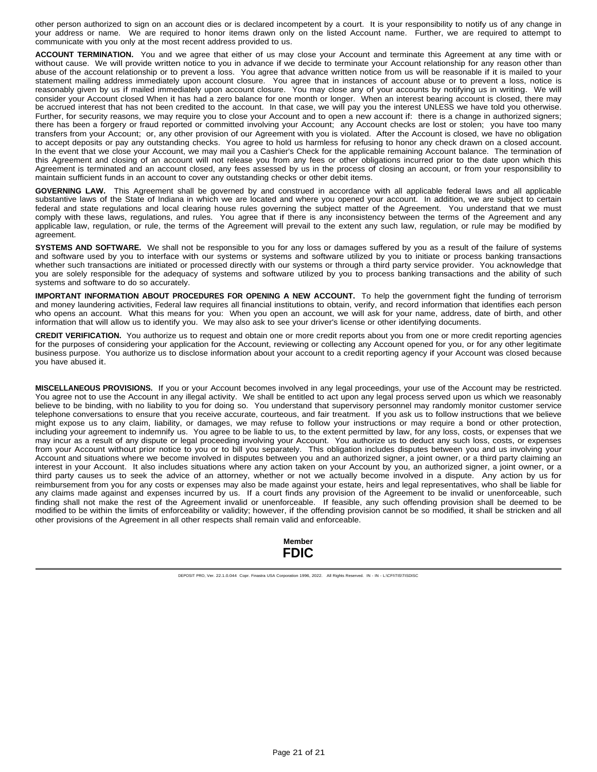other person authorized to sign on an account dies or is declared incompetent by a court. It is your responsibility to notify us of any change in your address or name. We are required to honor items drawn only on the listed Account name. Further, we are required to attempt to communicate with you only at the most recent address provided to us.

**ACCOUNT TERMINATION.** You and we agree that either of us may close your Account and terminate this Agreement at any time with or without cause. We will provide written notice to you in advance if we decide to terminate your Account relationship for any reason other than abuse of the account relationship or to prevent a loss. You agree that advance written notice from us will be reasonable if it is mailed to your statement mailing address immediately upon account closure. You agree that in instances of account abuse or to prevent a loss, notice is reasonably given by us if mailed immediately upon account closure. You may close any of your accounts by notifying us in writing. We will consider your Account closed When it has had a zero balance for one month or longer. When an interest bearing account is closed, there may be accrued interest that has not been credited to the account. In that case, we will pay you the interest UNLESS we have told you otherwise. Further, for security reasons, we may require you to close your Account and to open a new account if: there is a change in authorized signers; there has been a forgery or fraud reported or committed involving your Account; any Account checks are lost or stolen; you have too many transfers from your Account; or, any other provision of our Agreement with you is violated. After the Account is closed, we have no obligation to accept deposits or pay any outstanding checks. You agree to hold us harmless for refusing to honor any check drawn on a closed account. In the event that we close your Account, we may mail you a Cashier's Check for the applicable remaining Account balance. The termination of this Agreement and closing of an account will not release you from any fees or other obligations incurred prior to the date upon which this Agreement is terminated and an account closed, any fees assessed by us in the process of closing an account, or from your responsibility to maintain sufficient funds in an account to cover any outstanding checks or other debit items.

**GOVERNING LAW.** This Agreement shall be governed by and construed in accordance with all applicable federal laws and all applicable substantive laws of the State of Indiana in which we are located and where you opened your account. In addition, we are subject to certain federal and state regulations and local clearing house rules governing the subject matter of the Agreement. You understand that we must comply with these laws, regulations, and rules. You agree that if there is any inconsistency between the terms of the Agreement and any applicable law, regulation, or rule, the terms of the Agreement will prevail to the extent any such law, regulation, or rule may be modified by agreement.

**SYSTEMS AND SOFTWARE.** We shall not be responsible to you for any loss or damages suffered by you as a result of the failure of systems and software used by you to interface with our systems or systems and software utilized by you to initiate or process banking transactions whether such transactions are initiated or processed directly with our systems or through a third party service provider. You acknowledge that you are solely responsible for the adequacy of systems and software utilized by you to process banking transactions and the ability of such systems and software to do so accurately.

**IMPORTANT INFORMATION ABOUT PROCEDURES FOR OPENING A NEW ACCOUNT.** To help the government fight the funding of terrorism and money laundering activities, Federal law requires all financial institutions to obtain, verify, and record information that identifies each person who opens an account. What this means for you: When you open an account, we will ask for your name, address, date of birth, and other information that will allow us to identify you. We may also ask to see your driver's license or other identifying documents.

**CREDIT VERIFICATION.** You authorize us to request and obtain one or more credit reports about you from one or more credit reporting agencies for the purposes of considering your application for the Account, reviewing or collecting any Account opened for you, or for any other legitimate business purpose. You authorize us to disclose information about your account to a credit reporting agency if your Account was closed because you have abused it.

**MISCELLANEOUS PROVISIONS.** If you or your Account becomes involved in any legal proceedings, your use of the Account may be restricted. You agree not to use the Account in any illegal activity. We shall be entitled to act upon any legal process served upon us which we reasonably believe to be binding, with no liability to you for doing so. You understand that supervisory personnel may randomly monitor customer service telephone conversations to ensure that you receive accurate, courteous, and fair treatment. If you ask us to follow instructions that we believe might expose us to any claim, liability, or damages, we may refuse to follow your instructions or may require a bond or other protection, including your agreement to indemnify us. You agree to be liable to us, to the extent permitted by law, for any loss, costs, or expenses that we may incur as a result of any dispute or legal proceeding involving your Account. You authorize us to deduct any such loss, costs, or expenses from your Account without prior notice to you or to bill you separately. This obligation includes disputes between you and us involving your Account and situations where we become involved in disputes between you and an authorized signer, a joint owner, or a third party claiming an interest in your Account. It also includes situations where any action taken on your Account by you, an authorized signer, a joint owner, or a third party causes us to seek the advice of an attorney, whether or not we actually become involved in a dispute. Any action by us for reimbursement from you for any costs or expenses may also be made against your estate, heirs and legal representatives, who shall be liable for any claims made against and expenses incurred by us. If a court finds any provision of the Agreement to be invalid or unenforceable, such finding shall not make the rest of the Agreement invalid or unenforceable. If feasible, any such offending provision shall be deemed to be modified to be within the limits of enforceability or validity; however, if the offending provision cannot be so modified, it shall be stricken and all other provisions of the Agreement in all other respects shall remain valid and enforceable.

**Member**
**FDIC**

DEPOSIT PRO, Ver. 22.1.0.044 Copr. Finastra USA Corporation 1996, 2022. All Rights Reserved. IN - IN - L:\CFI\TIS\TISDISC